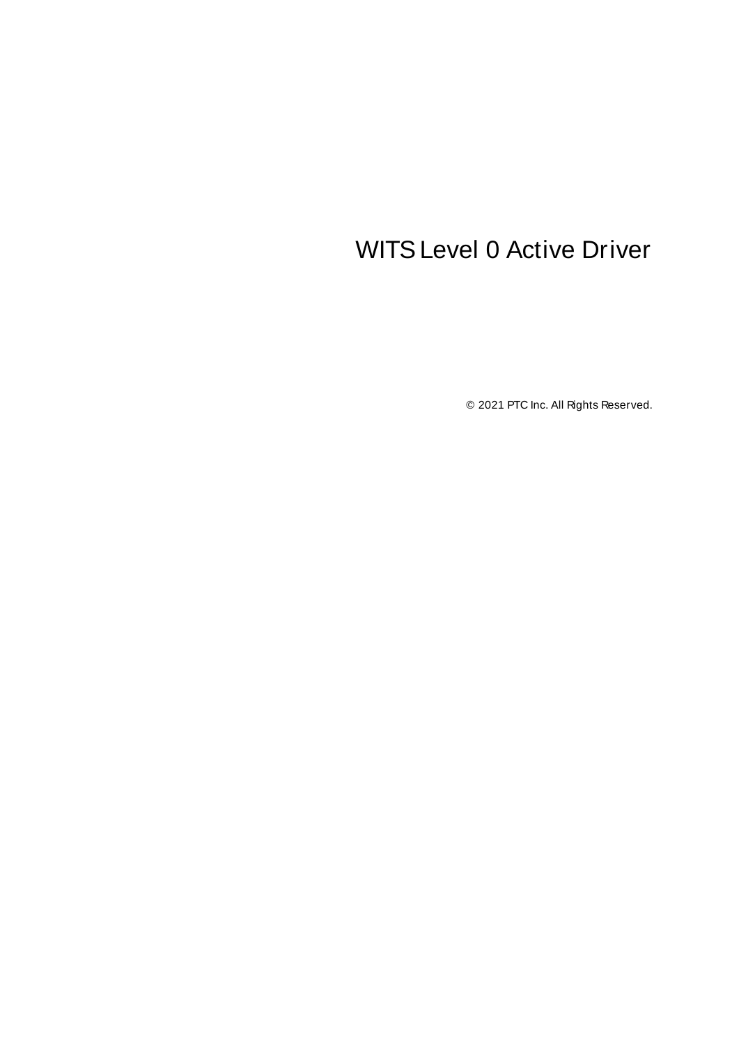# WITS Level 0 Active Driver

© 2021 PTC Inc. All Rights Reserved.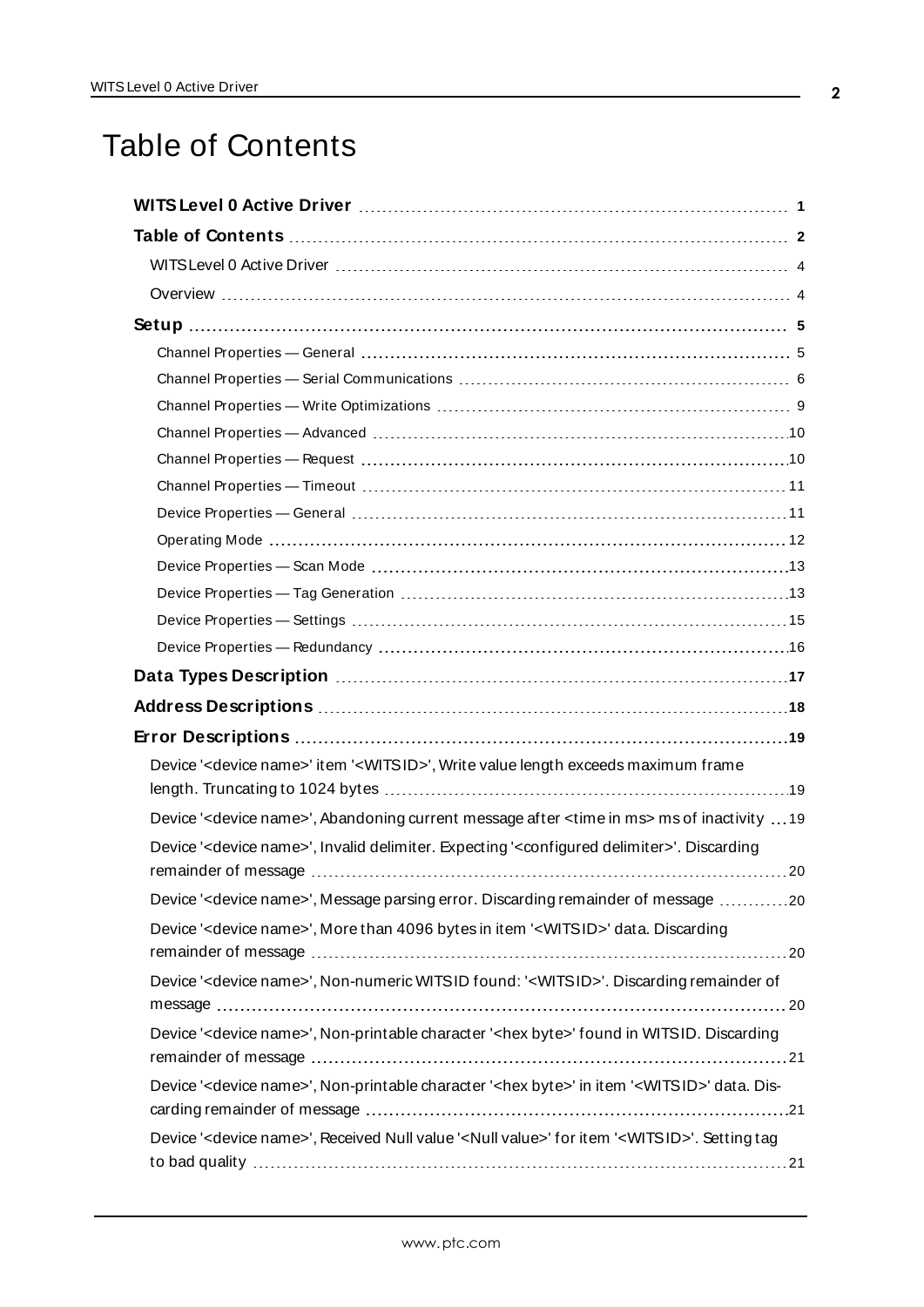# Table of Contents

**WITS Level 0 Active Driver** .......... 1

**Table of Contents** .......... 2

WITS Level 0 Active Driver .......... 4

Overview .......... 4

**Setup** .......... 5

Channel Properties — General .......... 5

Channel Properties — Serial Communications .......... 6

Channel Properties — Write Optimizations .......... 9

Channel Properties — Advanced .......... 10

Channel Properties — Request .......... 10

Channel Properties — Timeout .......... 11

Device Properties — General .......... 11

Operating Mode .......... 12

Device Properties — Scan Mode .......... 13

Device Properties — Tag Generation .......... 13

Device Properties — Settings .......... 15

Device Properties — Redundancy .......... 16

**Data Types Description** .......... 17

**Address Descriptions** .......... 18

**Error Descriptions** .......... 19

Device '<device name>' item '<WITSID>', Write value length exceeds maximum frame length. Truncating to 1024 bytes .......... 19

Device '<device name>', Abandoning current message after <time in ms> ms of inactivity .......... 19

Device '<device name>', Invalid delimiter. Expecting '<configured delimiter>'. Discarding remainder of message .......... 20

Device '<device name>', Message parsing error. Discarding remainder of message .......... 20

Device '<device name>', More than 4096 bytes in item '<WITSID>' data. Discarding remainder of message .......... 20

Device '<device name>', Non-numeric WITSID found: '<WITSID>'. Discarding remainder of message .......... 20

Device '<device name>', Non-printable character '<hex byte>' found in WITSID. Discarding remainder of message .......... 21

Device '<device name>', Non-printable character '<hex byte>' in item '<WITSID>' data. Discarding remainder of message .......... 21

Device '<device name>', Received Null value '<Null value>' for item '<WITSID>'. Setting tag to bad quality .......... 21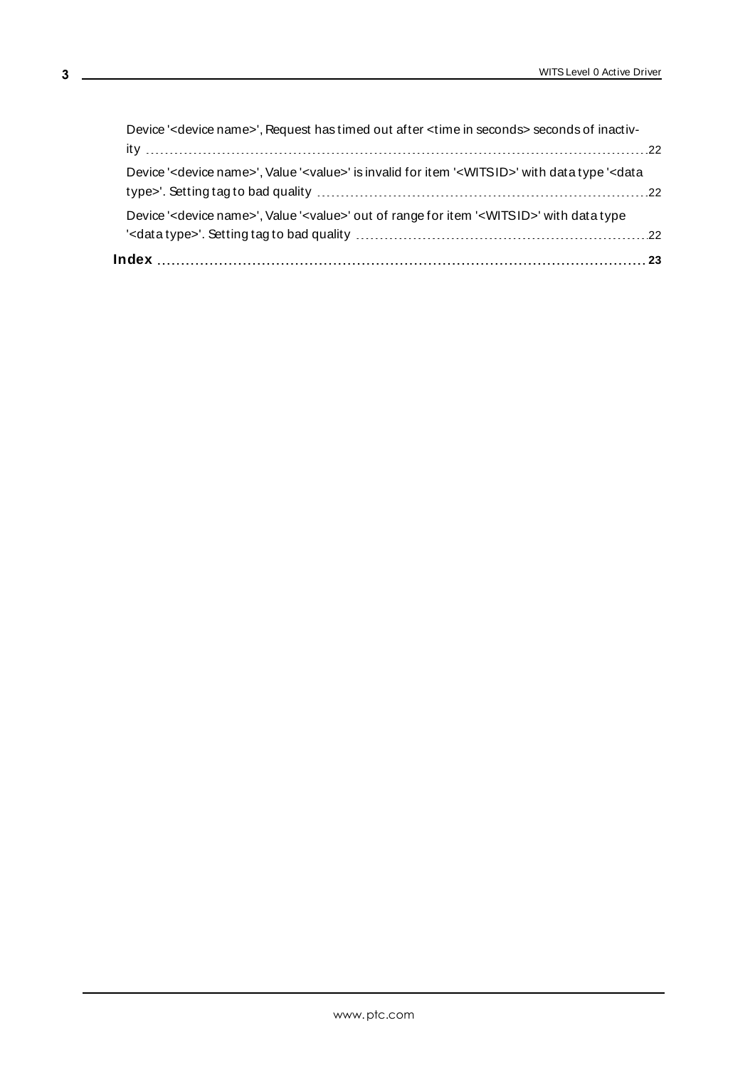Device '<device name>', Request has timed out after <time in seconds> seconds of inactivity ........ 22

Device '<device name>', Value '<value>' is invalid for item '<WITSID>' with data type '<data type>'. Setting tag to bad quality ........ 22

Device '<device name>', Value '<value>' out of range for item '<WITSID>' with data type '<data type>'. Setting tag to bad quality ........ 22

**Index ........ 23**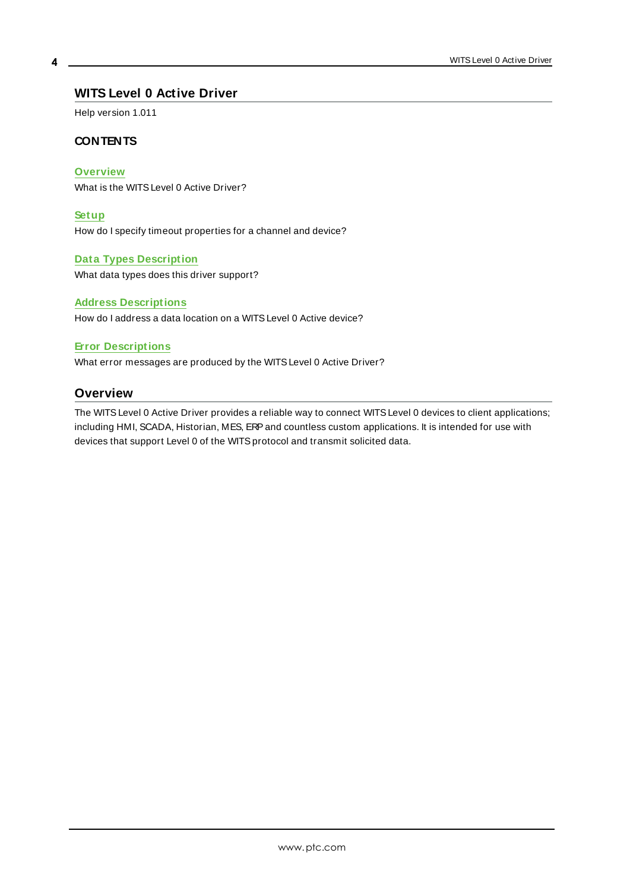# WITS Level 0 Active Driver

Help version 1.011

## CONTENTS

**Overview**
What is the WITS Level 0 Active Driver?

**Setup**
How do I specify timeout properties for a channel and device?

**Data Types Description**
What data types does this driver support?

**Address Descriptions**
How do I address a data location on a WITS Level 0 Active device?

**Error Descriptions**
What error messages are produced by the WITS Level 0 Active Driver?

## Overview

The WITS Level 0 Active Driver provides a reliable way to connect WITS Level 0 devices to client applications; including HMI, SCADA, Historian, MES, ERP and countless custom applications. It is intended for use with devices that support Level 0 of the WITS protocol and transmit solicited data.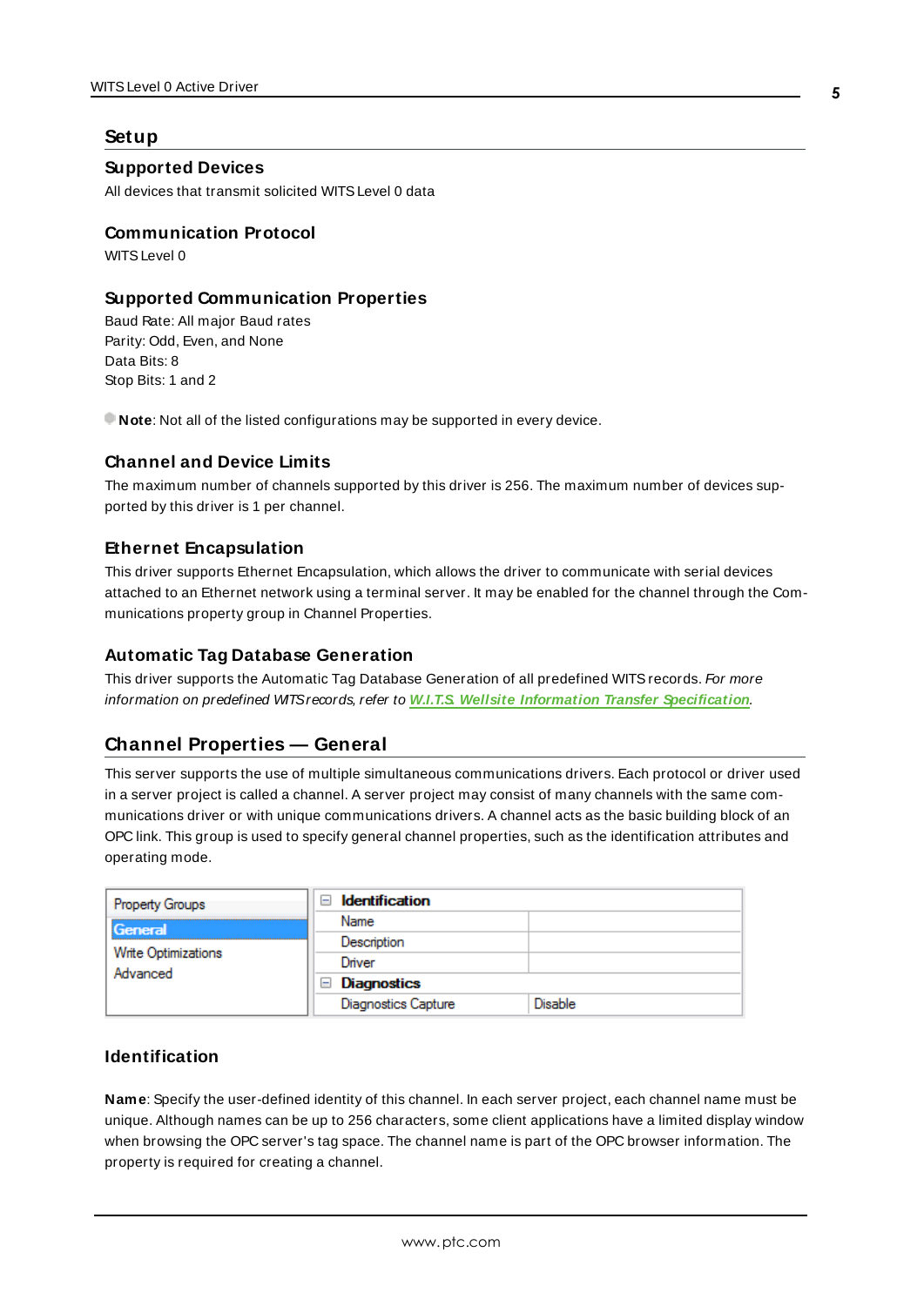# Setup

## Supported Devices

All devices that transmit solicited WITS Level 0 data

## Communication Protocol

WITS Level 0

## Supported Communication Properties

Baud Rate: All major Baud rates
Parity: Odd, Even, and None
Data Bits: 8
Stop Bits: 1 and 2

**Note**: Not all of the listed configurations may be supported in every device.

## Channel and Device Limits

The maximum number of channels supported by this driver is 256. The maximum number of devices supported by this driver is 1 per channel.

## Ethernet Encapsulation

This driver supports Ethernet Encapsulation, which allows the driver to communicate with serial devices attached to an Ethernet network using a terminal server. It may be enabled for the channel through the Communications property group in Channel Properties.

## Automatic Tag Database Generation

This driver supports the Automatic Tag Database Generation of all predefined WITS records. *For more information on predefined WITS records, refer to* ***W.I.T.S. Wellsite Information Transfer Specification***.

# Channel Properties — General

This server supports the use of multiple simultaneous communications drivers. Each protocol or driver used in a server project is called a channel. A server project may consist of many channels with the same communications driver or with unique communications drivers. A channel acts as the basic building block of an OPC link. This group is used to specify general channel properties, such as the identification attributes and operating mode.

| Property Groups | Property | Value |
|---|---|---|
| **General** | **Identification** | |
| Write Optimizations | Name | |
| Advanced | Description | |
| | Driver | |
| | **Diagnostics** | |
| | Diagnostics Capture | Disable |

## Identification

**Name**: Specify the user-defined identity of this channel. In each server project, each channel name must be unique. Although names can be up to 256 characters, some client applications have a limited display window when browsing the OPC server's tag space. The channel name is part of the OPC browser information. The property is required for creating a channel.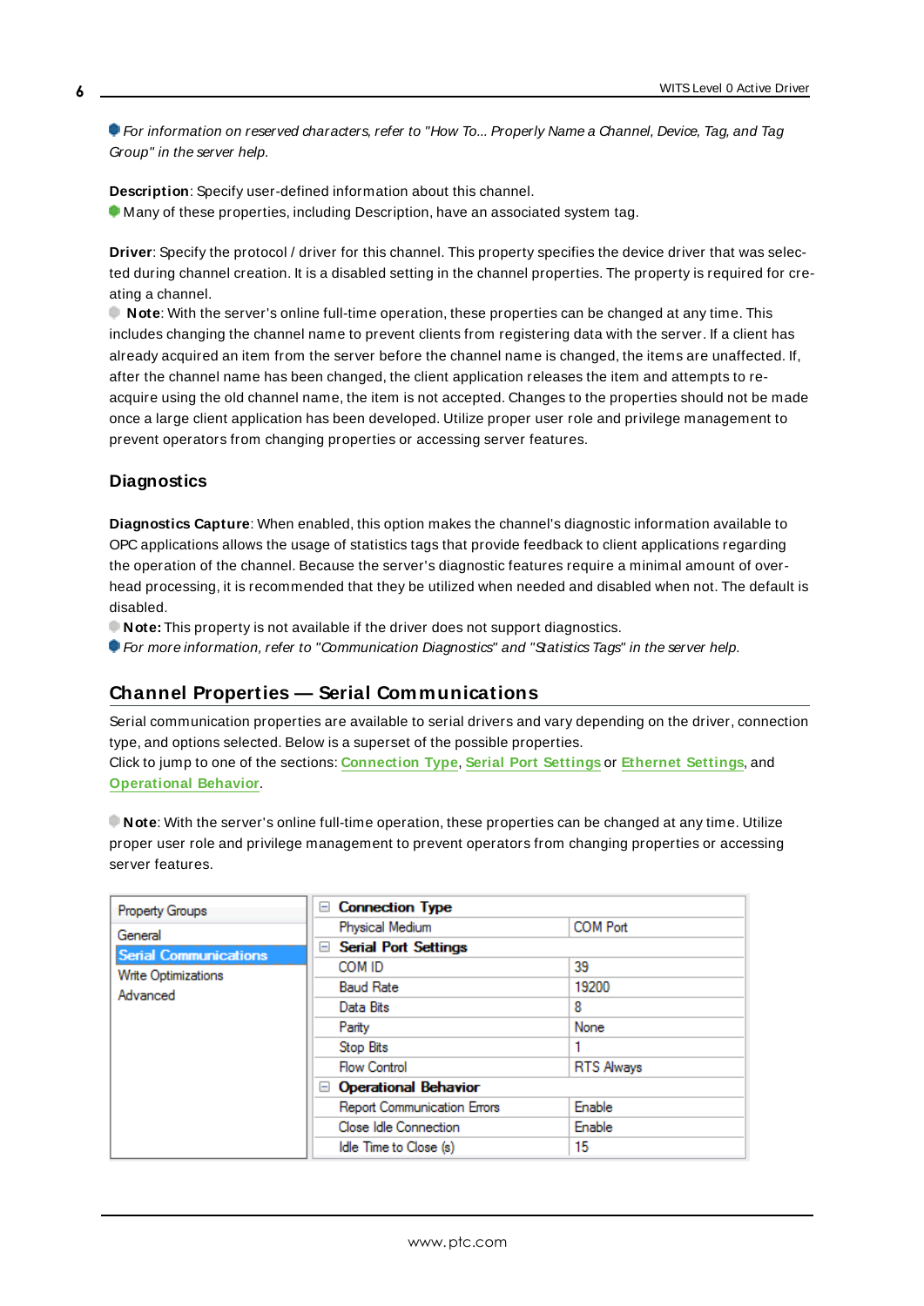*For information on reserved characters, refer to "How To... Properly Name a Channel, Device, Tag, and Tag Group" in the server help.*

**Description**: Specify user-defined information about this channel.
Many of these properties, including Description, have an associated system tag.

**Driver**: Specify the protocol / driver for this channel. This property specifies the device driver that was selected during channel creation. It is a disabled setting in the channel properties. The property is required for creating a channel.
**Note**: With the server's online full-time operation, these properties can be changed at any time. This includes changing the channel name to prevent clients from registering data with the server. If a client has already acquired an item from the server before the channel name is changed, the items are unaffected. If, after the channel name has been changed, the client application releases the item and attempts to re-acquire using the old channel name, the item is not accepted. Changes to the properties should not be made once a large client application has been developed. Utilize proper user role and privilege management to prevent operators from changing properties or accessing server features.

### Diagnostics

**Diagnostics Capture**: When enabled, this option makes the channel's diagnostic information available to OPC applications allows the usage of statistics tags that provide feedback to client applications regarding the operation of the channel. Because the server's diagnostic features require a minimal amount of overhead processing, it is recommended that they be utilized when needed and disabled when not. The default is disabled.
**Note:** This property is not available if the driver does not support diagnostics.
*For more information, refer to "Communication Diagnostics" and "Statistics Tags" in the server help.*

## Channel Properties — Serial Communications

Serial communication properties are available to serial drivers and vary depending on the driver, connection type, and options selected. Below is a superset of the possible properties.
Click to jump to one of the sections: Connection Type, Serial Port Settings or Ethernet Settings, and Operational Behavior.

**Note**: With the server's online full-time operation, these properties can be changed at any time. Utilize proper user role and privilege management to prevent operators from changing properties or accessing server features.

| Property Groups | Property | Value |
|---|---|---|
| General | **Connection Type** | |
| **Serial Communications** | Physical Medium | COM Port |
| Write Optimizations | **Serial Port Settings** | |
| Advanced | COM ID | 39 |
| | Baud Rate | 19200 |
| | Data Bits | 8 |
| | Parity | None |
| | Stop Bits | 1 |
| | Flow Control | RTS Always |
| | **Operational Behavior** | |
| | Report Communication Errors | Enable |
| | Close Idle Connection | Enable |
| | Idle Time to Close (s) | 15 |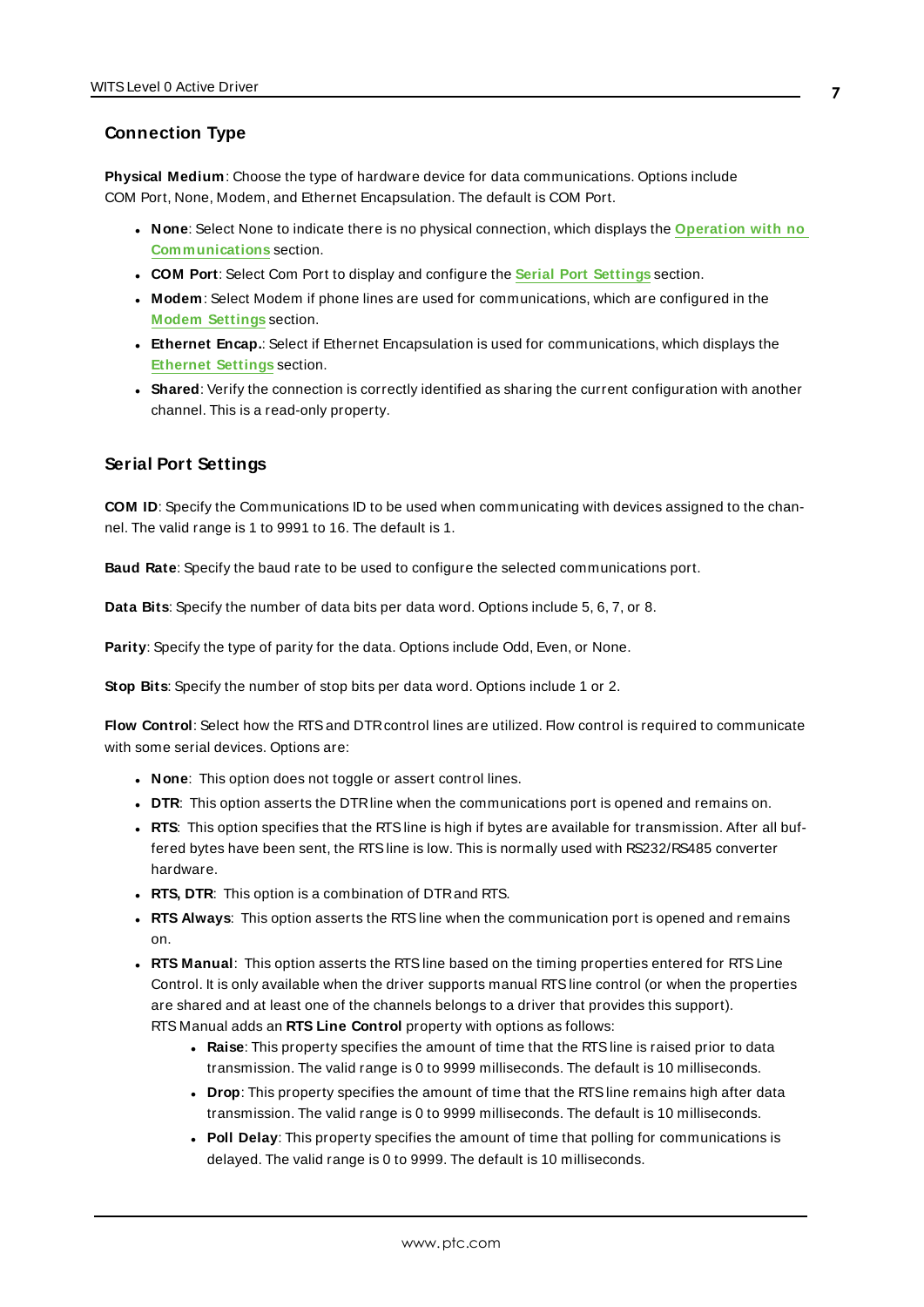### Connection Type

**Physical Medium**: Choose the type of hardware device for data communications. Options include COM Port, None, Modem, and Ethernet Encapsulation. The default is COM Port.

- **None**: Select None to indicate there is no physical connection, which displays the **Operation with no Communications** section.
- **COM Port**: Select Com Port to display and configure the **Serial Port Settings** section.
- **Modem**: Select Modem if phone lines are used for communications, which are configured in the **Modem Settings** section.
- **Ethernet Encap.**: Select if Ethernet Encapsulation is used for communications, which displays the **Ethernet Settings** section.
- **Shared**: Verify the connection is correctly identified as sharing the current configuration with another channel. This is a read-only property.

### Serial Port Settings

**COM ID**: Specify the Communications ID to be used when communicating with devices assigned to the channel. The valid range is 1 to 9991 to 16. The default is 1.

**Baud Rate**: Specify the baud rate to be used to configure the selected communications port.

**Data Bits**: Specify the number of data bits per data word. Options include 5, 6, 7, or 8.

**Parity**: Specify the type of parity for the data. Options include Odd, Even, or None.

**Stop Bits**: Specify the number of stop bits per data word. Options include 1 or 2.

**Flow Control**: Select how the RTS and DTR control lines are utilized. Flow control is required to communicate with some serial devices. Options are:

- **None**: This option does not toggle or assert control lines.
- **DTR**: This option asserts the DTR line when the communications port is opened and remains on.
- **RTS**: This option specifies that the RTS line is high if bytes are available for transmission. After all buffered bytes have been sent, the RTS line is low. This is normally used with RS232/RS485 converter hardware.
- **RTS, DTR**: This option is a combination of DTR and RTS.
- **RTS Always**: This option asserts the RTS line when the communication port is opened and remains on.
- **RTS Manual**: This option asserts the RTS line based on the timing properties entered for RTS Line Control. It is only available when the driver supports manual RTS line control (or when the properties are shared and at least one of the channels belongs to a driver that provides this support). RTS Manual adds an **RTS Line Control** property with options as follows:
  - **Raise**: This property specifies the amount of time that the RTS line is raised prior to data transmission. The valid range is 0 to 9999 milliseconds. The default is 10 milliseconds.
  - **Drop**: This property specifies the amount of time that the RTS line remains high after data transmission. The valid range is 0 to 9999 milliseconds. The default is 10 milliseconds.
  - **Poll Delay**: This property specifies the amount of time that polling for communications is delayed. The valid range is 0 to 9999. The default is 10 milliseconds.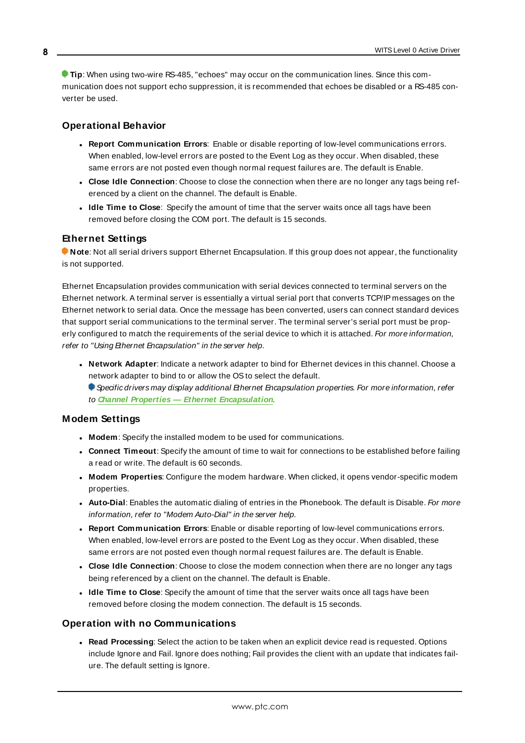**Tip**: When using two-wire RS-485, "echoes" may occur on the communication lines. Since this communication does not support echo suppression, it is recommended that echoes be disabled or a RS-485 converter be used.

### Operational Behavior

- **Report Communication Errors**: Enable or disable reporting of low-level communications errors. When enabled, low-level errors are posted to the Event Log as they occur. When disabled, these same errors are not posted even though normal request failures are. The default is Enable.
- **Close Idle Connection**: Choose to close the connection when there are no longer any tags being referenced by a client on the channel. The default is Enable.
- **Idle Time to Close**: Specify the amount of time that the server waits once all tags have been removed before closing the COM port. The default is 15 seconds.

### Ethernet Settings

**Note**: Not all serial drivers support Ethernet Encapsulation. If this group does not appear, the functionality is not supported.

Ethernet Encapsulation provides communication with serial devices connected to terminal servers on the Ethernet network. A terminal server is essentially a virtual serial port that converts TCP/IP messages on the Ethernet network to serial data. Once the message has been converted, users can connect standard devices that support serial communications to the terminal server. The terminal server's serial port must be properly configured to match the requirements of the serial device to which it is attached. *For more information, refer to "Using Ethernet Encapsulation" in the server help.*

- **Network Adapter**: Indicate a network adapter to bind for Ethernet devices in this channel. Choose a network adapter to bind to or allow the OS to select the default.
  *Specific drivers may display additional Ethernet Encapsulation properties. For more information, refer to* ***Channel Properties — Ethernet Encapsulation****.*

### Modem Settings

- **Modem**: Specify the installed modem to be used for communications.
- **Connect Timeout**: Specify the amount of time to wait for connections to be established before failing a read or write. The default is 60 seconds.
- **Modem Properties**: Configure the modem hardware. When clicked, it opens vendor-specific modem properties.
- **Auto-Dial**: Enables the automatic dialing of entries in the Phonebook. The default is Disable. *For more information, refer to "Modem Auto-Dial" in the server help.*
- **Report Communication Errors**: Enable or disable reporting of low-level communications errors. When enabled, low-level errors are posted to the Event Log as they occur. When disabled, these same errors are not posted even though normal request failures are. The default is Enable.
- **Close Idle Connection**: Choose to close the modem connection when there are no longer any tags being referenced by a client on the channel. The default is Enable.
- **Idle Time to Close**: Specify the amount of time that the server waits once all tags have been removed before closing the modem connection. The default is 15 seconds.

### Operation with no Communications

- **Read Processing**: Select the action to be taken when an explicit device read is requested. Options include Ignore and Fail. Ignore does nothing; Fail provides the client with an update that indicates failure. The default setting is Ignore.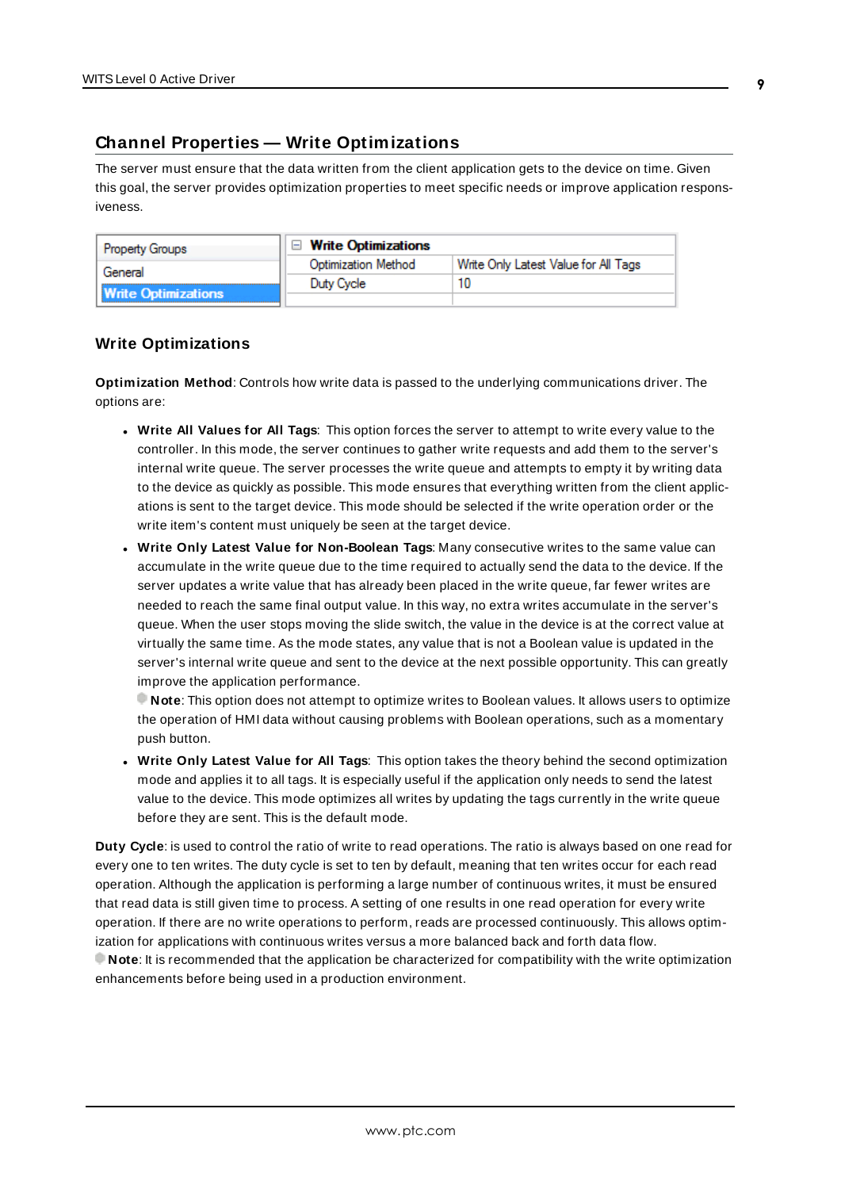## Channel Properties — Write Optimizations

The server must ensure that the data written from the client application gets to the device on time. Given this goal, the server provides optimization properties to meet specific needs or improve application responsiveness.

| Property Groups | Write Optimizations | |
|---|---|---|
| General | Optimization Method | Write Only Latest Value for All Tags |
| **Write Optimizations** | Duty Cycle | 10 |

### Write Optimizations

**Optimization Method**: Controls how write data is passed to the underlying communications driver. The options are:

- **Write All Values for All Tags**: This option forces the server to attempt to write every value to the controller. In this mode, the server continues to gather write requests and add them to the server's internal write queue. The server processes the write queue and attempts to empty it by writing data to the device as quickly as possible. This mode ensures that everything written from the client applications is sent to the target device. This mode should be selected if the write operation order or the write item's content must uniquely be seen at the target device.
- **Write Only Latest Value for Non-Boolean Tags**: Many consecutive writes to the same value can accumulate in the write queue due to the time required to actually send the data to the device. If the server updates a write value that has already been placed in the write queue, far fewer writes are needed to reach the same final output value. In this way, no extra writes accumulate in the server's queue. When the user stops moving the slide switch, the value in the device is at the correct value at virtually the same time. As the mode states, any value that is not a Boolean value is updated in the server's internal write queue and sent to the device at the next possible opportunity. This can greatly improve the application performance.

  **Note**: This option does not attempt to optimize writes to Boolean values. It allows users to optimize the operation of HMI data without causing problems with Boolean operations, such as a momentary push button.
- **Write Only Latest Value for All Tags**: This option takes the theory behind the second optimization mode and applies it to all tags. It is especially useful if the application only needs to send the latest value to the device. This mode optimizes all writes by updating the tags currently in the write queue before they are sent. This is the default mode.

**Duty Cycle**: is used to control the ratio of write to read operations. The ratio is always based on one read for every one to ten writes. The duty cycle is set to ten by default, meaning that ten writes occur for each read operation. Although the application is performing a large number of continuous writes, it must be ensured that read data is still given time to process. A setting of one results in one read operation for every write operation. If there are no write operations to perform, reads are processed continuously. This allows optimization for applications with continuous writes versus a more balanced back and forth data flow.

**Note**: It is recommended that the application be characterized for compatibility with the write optimization enhancements before being used in a production environment.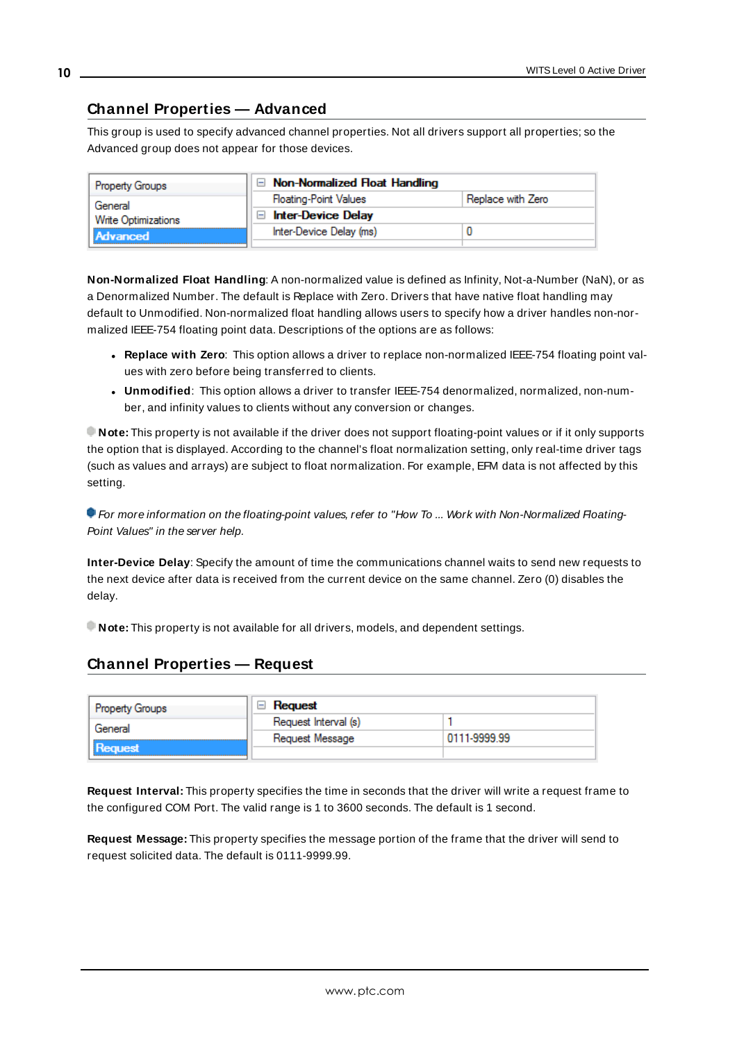## Channel Properties — Advanced

This group is used to specify advanced channel properties. Not all drivers support all properties; so the Advanced group does not appear for those devices.

| Property Groups | Non-Normalized Float Handling | |
|---|---|---|
| General | Floating-Point Values | Replace with Zero |
| Write Optimizations | Inter-Device Delay | |
| Advanced | Inter-Device Delay (ms) | 0 |

**Non-Normalized Float Handling**: A non-normalized value is defined as Infinity, Not-a-Number (NaN), or as a Denormalized Number. The default is Replace with Zero. Drivers that have native float handling may default to Unmodified. Non-normalized float handling allows users to specify how a driver handles non-normalized IEEE-754 floating point data. Descriptions of the options are as follows:

- **Replace with Zero**: This option allows a driver to replace non-normalized IEEE-754 floating point values with zero before being transferred to clients.
- **Unmodified**: This option allows a driver to transfer IEEE-754 denormalized, normalized, non-number, and infinity values to clients without any conversion or changes.

**Note:** This property is not available if the driver does not support floating-point values or if it only supports the option that is displayed. According to the channel's float normalization setting, only real-time driver tags (such as values and arrays) are subject to float normalization. For example, EFM data is not affected by this setting.

*For more information on the floating-point values, refer to "How To ... Work with Non-Normalized Floating-Point Values" in the server help.*

**Inter-Device Delay**: Specify the amount of time the communications channel waits to send new requests to the next device after data is received from the current device on the same channel. Zero (0) disables the delay.

**Note:** This property is not available for all drivers, models, and dependent settings.

## Channel Properties — Request

| Property Groups | Request | |
|---|---|---|
| General | Request Interval (s) | 1 |
| Request | Request Message | 0111-9999.99 |

**Request Interval:** This property specifies the time in seconds that the driver will write a request frame to the configured COM Port. The valid range is 1 to 3600 seconds. The default is 1 second.

**Request Message:** This property specifies the message portion of the frame that the driver will send to request solicited data. The default is 0111-9999.99.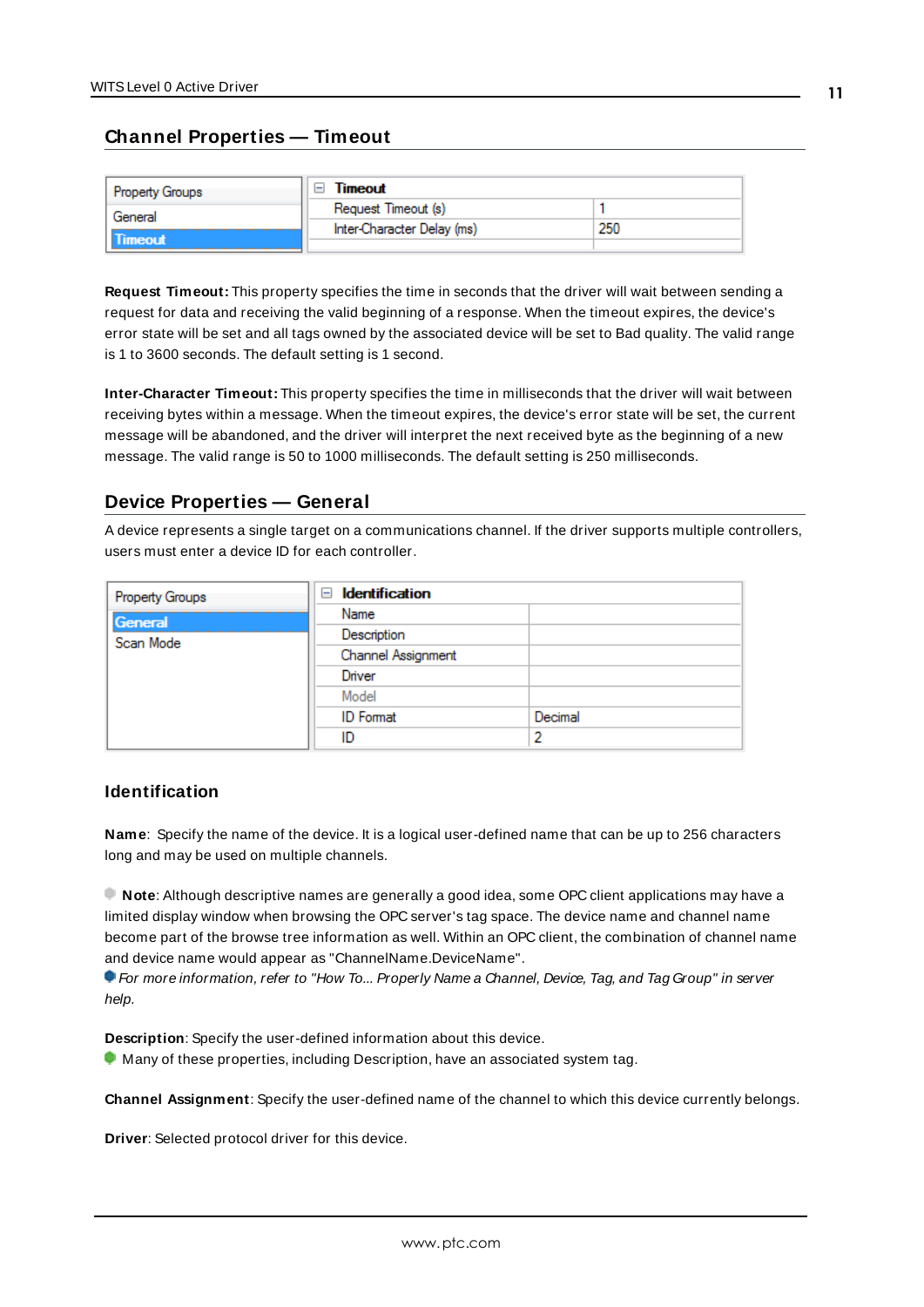## Channel Properties — Timeout

| Property Groups | Timeout | |
|---|---|---|
| General | Request Timeout (s) | 1 |
| **Timeout** | Inter-Character Delay (ms) | 250 |

**Request Timeout:** This property specifies the time in seconds that the driver will wait between sending a request for data and receiving the valid beginning of a response. When the timeout expires, the device's error state will be set and all tags owned by the associated device will be set to Bad quality. The valid range is 1 to 3600 seconds. The default setting is 1 second.

**Inter-Character Timeout:** This property specifies the time in milliseconds that the driver will wait between receiving bytes within a message. When the timeout expires, the device's error state will be set, the current message will be abandoned, and the driver will interpret the next received byte as the beginning of a new message. The valid range is 50 to 1000 milliseconds. The default setting is 250 milliseconds.

## Device Properties — General

A device represents a single target on a communications channel. If the driver supports multiple controllers, users must enter a device ID for each controller.

| Property Groups | Identification | |
|---|---|---|
| **General** | Name | |
| Scan Mode | Description | |
| | Channel Assignment | |
| | Driver | |
| | Model | |
| | ID Format | Decimal |
| | ID | 2 |

### Identification

**Name**: Specify the name of the device. It is a logical user-defined name that can be up to 256 characters long and may be used on multiple channels.

**Note**: Although descriptive names are generally a good idea, some OPC client applications may have a limited display window when browsing the OPC server's tag space. The device name and channel name become part of the browse tree information as well. Within an OPC client, the combination of channel name and device name would appear as "ChannelName.DeviceName".
*For more information, refer to "How To... Properly Name a Channel, Device, Tag, and Tag Group" in server help.*

**Description**: Specify the user-defined information about this device.
Many of these properties, including Description, have an associated system tag.

**Channel Assignment**: Specify the user-defined name of the channel to which this device currently belongs.

**Driver**: Selected protocol driver for this device.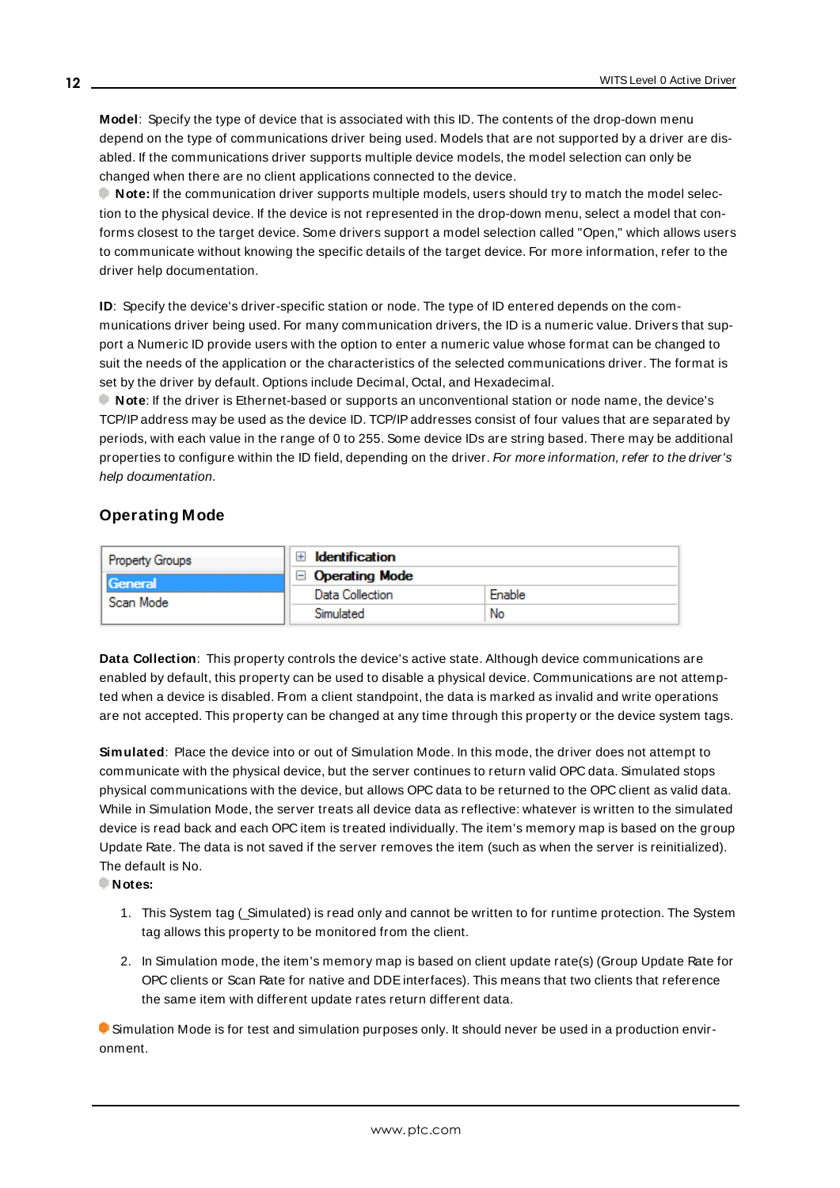**Model**: Specify the type of device that is associated with this ID. The contents of the drop-down menu depend on the type of communications driver being used. Models that are not supported by a driver are disabled. If the communications driver supports multiple device models, the model selection can only be changed when there are no client applications connected to the device.

**Note:** If the communication driver supports multiple models, users should try to match the model selection to the physical device. If the device is not represented in the drop-down menu, select a model that conforms closest to the target device. Some drivers support a model selection called "Open," which allows users to communicate without knowing the specific details of the target device. For more information, refer to the driver help documentation.

**ID**: Specify the device's driver-specific station or node. The type of ID entered depends on the communications driver being used. For many communication drivers, the ID is a numeric value. Drivers that support a Numeric ID provide users with the option to enter a numeric value whose format can be changed to suit the needs of the application or the characteristics of the selected communications driver. The format is set by the driver by default. Options include Decimal, Octal, and Hexadecimal.

**Note**: If the driver is Ethernet-based or supports an unconventional station or node name, the device's TCP/IP address may be used as the device ID. TCP/IP addresses consist of four values that are separated by periods, with each value in the range of 0 to 255. Some device IDs are string based. There may be additional properties to configure within the ID field, depending on the driver. *For more information, refer to the driver's help documentation.*

## Operating Mode

| Property Groups | | |
|---|---|---|
| General | ⊞ **Identification** | |
| Scan Mode | ⊟ **Operating Mode** | |
| | Data Collection | Enable |
| | Simulated | No |

**Data Collection**: This property controls the device's active state. Although device communications are enabled by default, this property can be used to disable a physical device. Communications are not attempted when a device is disabled. From a client standpoint, the data is marked as invalid and write operations are not accepted. This property can be changed at any time through this property or the device system tags.

**Simulated**: Place the device into or out of Simulation Mode. In this mode, the driver does not attempt to communicate with the physical device, but the server continues to return valid OPC data. Simulated stops physical communications with the device, but allows OPC data to be returned to the OPC client as valid data. While in Simulation Mode, the server treats all device data as reflective: whatever is written to the simulated device is read back and each OPC item is treated individually. The item's memory map is based on the group Update Rate. The data is not saved if the server removes the item (such as when the server is reinitialized). The default is No.

**Notes:**

1. This System tag (_Simulated) is read only and cannot be written to for runtime protection. The System tag allows this property to be monitored from the client.
2. In Simulation mode, the item's memory map is based on client update rate(s) (Group Update Rate for OPC clients or Scan Rate for native and DDE interfaces). This means that two clients that reference the same item with different update rates return different data.

Simulation Mode is for test and simulation purposes only. It should never be used in a production environment.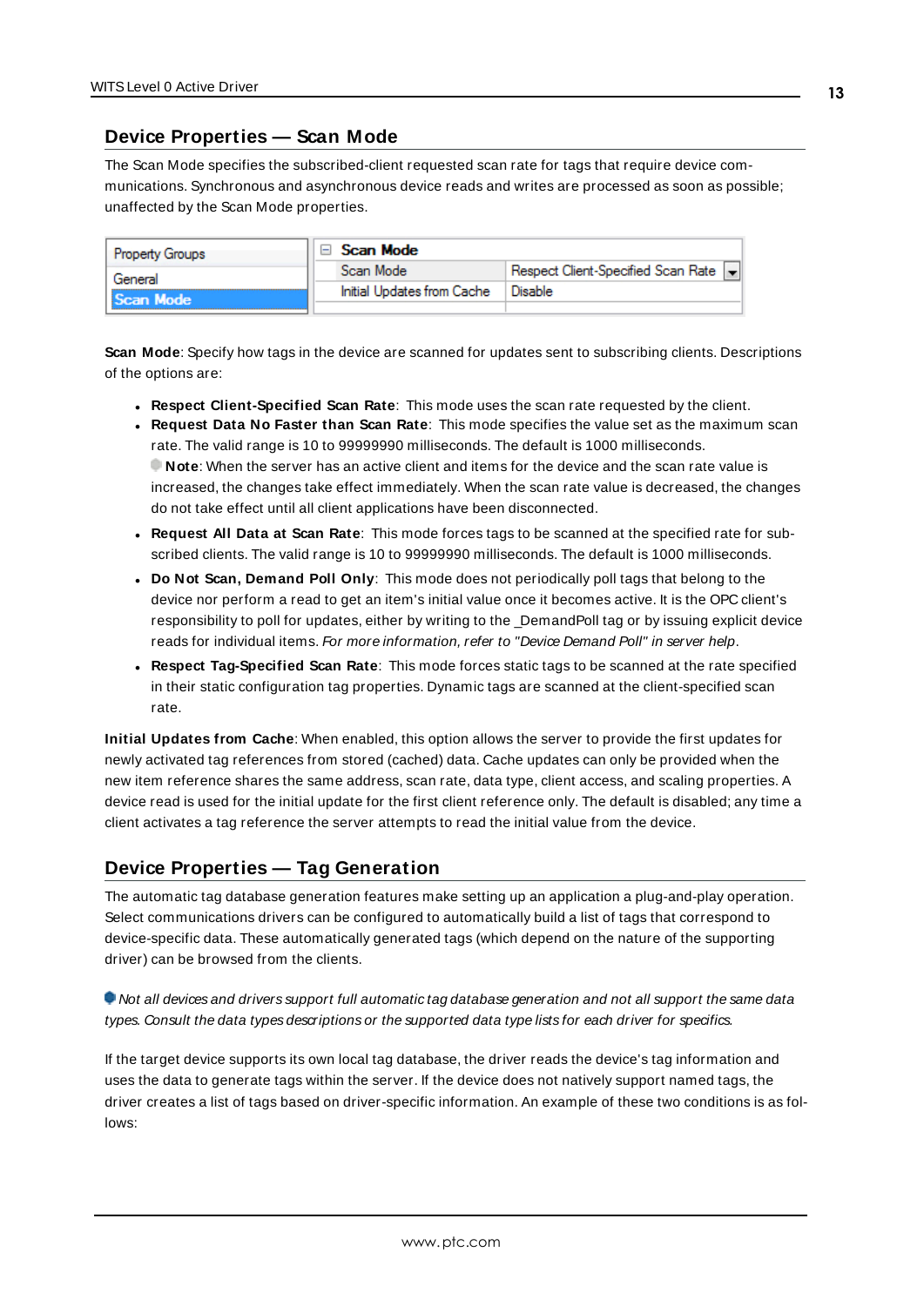## Device Properties — Scan Mode

The Scan Mode specifies the subscribed-client requested scan rate for tags that require device communications. Synchronous and asynchronous device reads and writes are processed as soon as possible; unaffected by the Scan Mode properties.

| Property Groups | Scan Mode | |
|---|---|---|
| General | Scan Mode | Respect Client-Specified Scan Rate |
| Scan Mode | Initial Updates from Cache | Disable |

**Scan Mode**: Specify how tags in the device are scanned for updates sent to subscribing clients. Descriptions of the options are:

- **Respect Client-Specified Scan Rate**: This mode uses the scan rate requested by the client.
- **Request Data No Faster than Scan Rate**: This mode specifies the value set as the maximum scan rate. The valid range is 10 to 99999990 milliseconds. The default is 1000 milliseconds.
  **Note**: When the server has an active client and items for the device and the scan rate value is increased, the changes take effect immediately. When the scan rate value is decreased, the changes do not take effect until all client applications have been disconnected.
- **Request All Data at Scan Rate**: This mode forces tags to be scanned at the specified rate for subscribed clients. The valid range is 10 to 99999990 milliseconds. The default is 1000 milliseconds.
- **Do Not Scan, Demand Poll Only**: This mode does not periodically poll tags that belong to the device nor perform a read to get an item's initial value once it becomes active. It is the OPC client's responsibility to poll for updates, either by writing to the _DemandPoll tag or by issuing explicit device reads for individual items. *For more information, refer to "Device Demand Poll" in server help*.
- **Respect Tag-Specified Scan Rate**: This mode forces static tags to be scanned at the rate specified in their static configuration tag properties. Dynamic tags are scanned at the client-specified scan rate.

**Initial Updates from Cache**: When enabled, this option allows the server to provide the first updates for newly activated tag references from stored (cached) data. Cache updates can only be provided when the new item reference shares the same address, scan rate, data type, client access, and scaling properties. A device read is used for the initial update for the first client reference only. The default is disabled; any time a client activates a tag reference the server attempts to read the initial value from the device.

## Device Properties — Tag Generation

The automatic tag database generation features make setting up an application a plug-and-play operation. Select communications drivers can be configured to automatically build a list of tags that correspond to device-specific data. These automatically generated tags (which depend on the nature of the supporting driver) can be browsed from the clients.

*Not all devices and drivers support full automatic tag database generation and not all support the same data types. Consult the data types descriptions or the supported data type lists for each driver for specifics.*

If the target device supports its own local tag database, the driver reads the device's tag information and uses the data to generate tags within the server. If the device does not natively support named tags, the driver creates a list of tags based on driver-specific information. An example of these two conditions is as follows: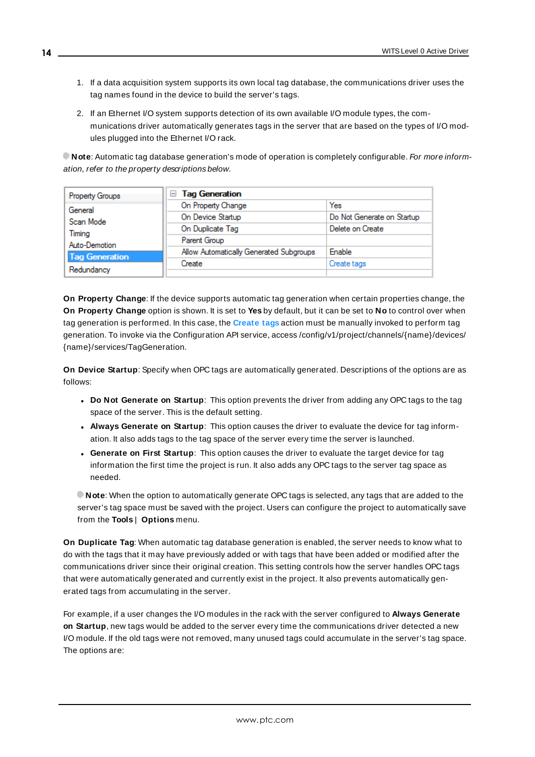1. If a data acquisition system supports its own local tag database, the communications driver uses the tag names found in the device to build the server's tags.

2. If an Ethernet I/O system supports detection of its own available I/O module types, the communications driver automatically generates tags in the server that are based on the types of I/O modules plugged into the Ethernet I/O rack.

**Note**: Automatic tag database generation's mode of operation is completely configurable. *For more information, refer to the property descriptions below.*

| Property Groups | Tag Generation | |
|---|---|---|
| General | On Property Change | Yes |
| Scan Mode | On Device Startup | Do Not Generate on Startup |
| Timing | On Duplicate Tag | Delete on Create |
| Auto-Demotion | Parent Group | |
| **Tag Generation** | Allow Automatically Generated Subgroups | Enable |
| Redundancy | Create | Create tags |

**On Property Change**: If the device supports automatic tag generation when certain properties change, the **On Property Change** option is shown. It is set to **Yes** by default, but it can be set to **No** to control over when tag generation is performed. In this case, the **Create tags** action must be manually invoked to perform tag generation. To invoke via the Configuration API service, access /config/v1/project/channels/{name}/devices/{name}/services/TagGeneration.

**On Device Startup**: Specify when OPC tags are automatically generated. Descriptions of the options are as follows:

- **Do Not Generate on Startup**: This option prevents the driver from adding any OPC tags to the tag space of the server. This is the default setting.
- **Always Generate on Startup**: This option causes the driver to evaluate the device for tag information. It also adds tags to the tag space of the server every time the server is launched.
- **Generate on First Startup**: This option causes the driver to evaluate the target device for tag information the first time the project is run. It also adds any OPC tags to the server tag space as needed.

**Note**: When the option to automatically generate OPC tags is selected, any tags that are added to the server's tag space must be saved with the project. Users can configure the project to automatically save from the **Tools** | **Options** menu.

**On Duplicate Tag**: When automatic tag database generation is enabled, the server needs to know what to do with the tags that it may have previously added or with tags that have been added or modified after the communications driver since their original creation. This setting controls how the server handles OPC tags that were automatically generated and currently exist in the project. It also prevents automatically generated tags from accumulating in the server.

For example, if a user changes the I/O modules in the rack with the server configured to **Always Generate on Startup**, new tags would be added to the server every time the communications driver detected a new I/O module. If the old tags were not removed, many unused tags could accumulate in the server's tag space. The options are: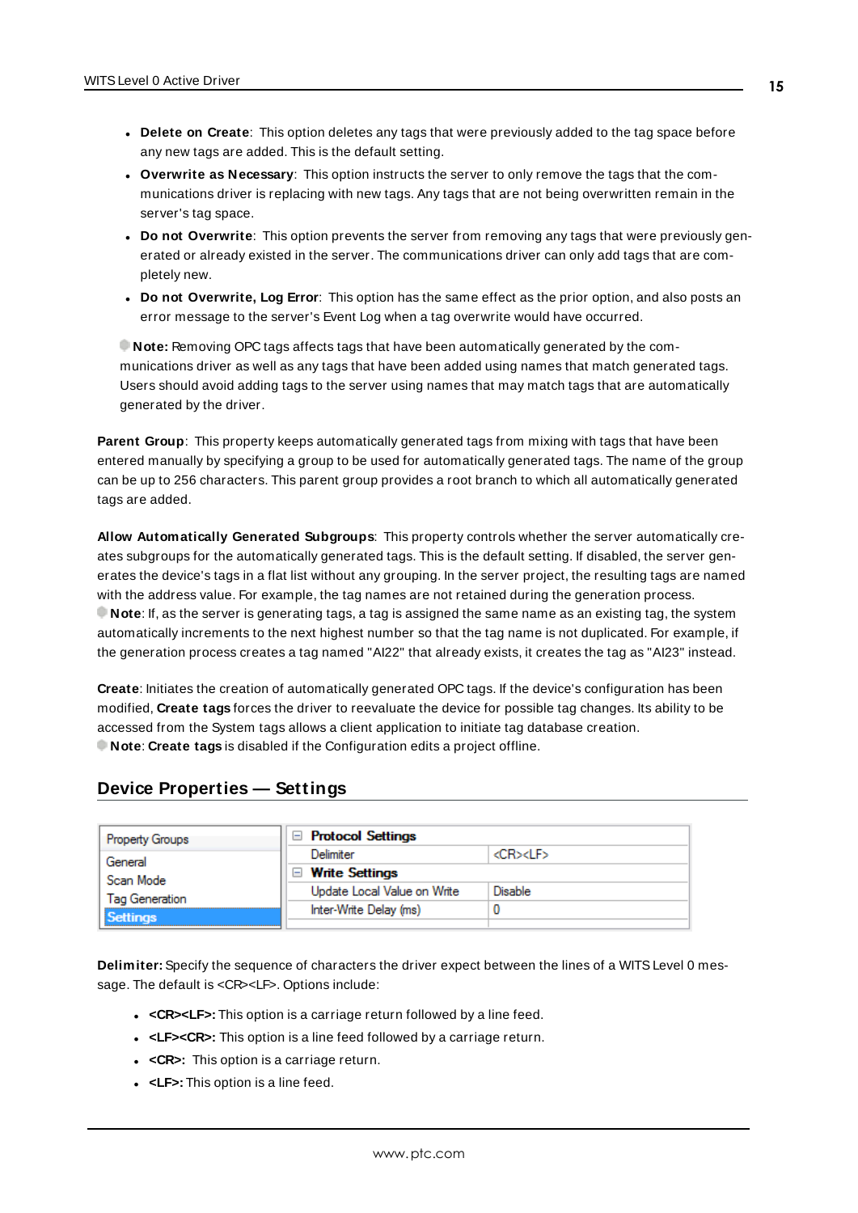- **Delete on Create**: This option deletes any tags that were previously added to the tag space before any new tags are added. This is the default setting.
- **Overwrite as Necessary**: This option instructs the server to only remove the tags that the communications driver is replacing with new tags. Any tags that are not being overwritten remain in the server's tag space.
- **Do not Overwrite**: This option prevents the server from removing any tags that were previously generated or already existed in the server. The communications driver can only add tags that are completely new.
- **Do not Overwrite, Log Error**: This option has the same effect as the prior option, and also posts an error message to the server's Event Log when a tag overwrite would have occurred.

**Note:** Removing OPC tags affects tags that have been automatically generated by the communications driver as well as any tags that have been added using names that match generated tags. Users should avoid adding tags to the server using names that may match tags that are automatically generated by the driver.

**Parent Group**: This property keeps automatically generated tags from mixing with tags that have been entered manually by specifying a group to be used for automatically generated tags. The name of the group can be up to 256 characters. This parent group provides a root branch to which all automatically generated tags are added.

**Allow Automatically Generated Subgroups**: This property controls whether the server automatically creates subgroups for the automatically generated tags. This is the default setting. If disabled, the server generates the device's tags in a flat list without any grouping. In the server project, the resulting tags are named with the address value. For example, the tag names are not retained during the generation process.
**Note**: If, as the server is generating tags, a tag is assigned the same name as an existing tag, the system automatically increments to the next highest number so that the tag name is not duplicated. For example, if the generation process creates a tag named "AI22" that already exists, it creates the tag as "AI23" instead.

**Create**: Initiates the creation of automatically generated OPC tags. If the device's configuration has been modified, **Create tags** forces the driver to reevaluate the device for possible tag changes. Its ability to be accessed from the System tags allows a client application to initiate tag database creation.
**Note**: **Create tags** is disabled if the Configuration edits a project offline.

## Device Properties — Settings

| Property Groups | | |
|---|---|---|
| General | **Protocol Settings** | |
| Scan Mode | Delimiter | <CR><LF> |
| Tag Generation | **Write Settings** | |
| **Settings** | Update Local Value on Write | Disable |
| | Inter-Write Delay (ms) | 0 |

**Delimiter:** Specify the sequence of characters the driver expect between the lines of a WITS Level 0 message. The default is <CR><LF>. Options include:

- **<CR><LF>:** This option is a carriage return followed by a line feed.
- **<LF><CR>:** This option is a line feed followed by a carriage return.
- **<CR>:** This option is a carriage return.
- **<LF>:** This option is a line feed.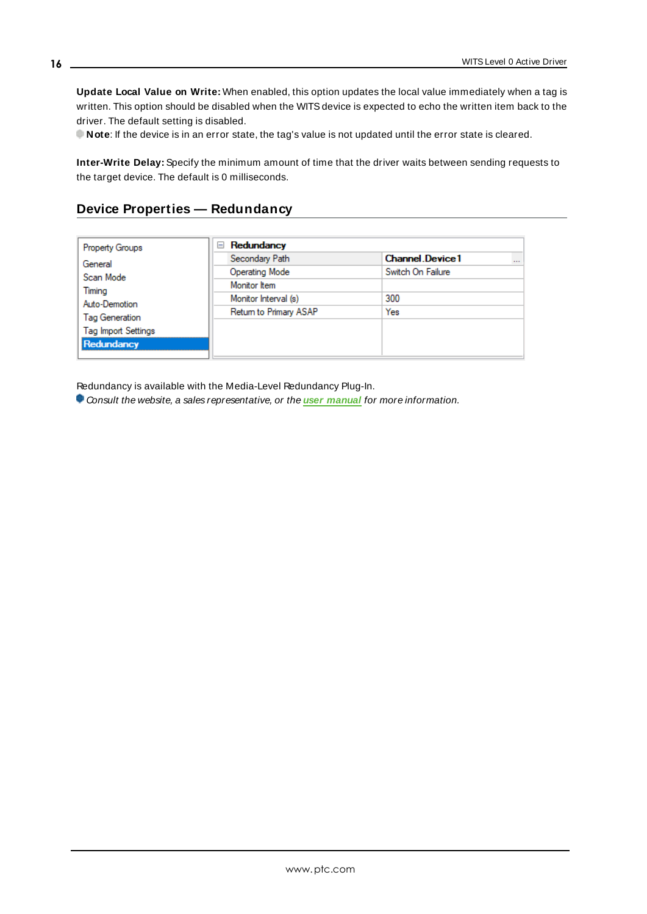**Update Local Value on Write:** When enabled, this option updates the local value immediately when a tag is written. This option should be disabled when the WITS device is expected to echo the written item back to the driver. The default setting is disabled.

**Note**: If the device is in an error state, the tag's value is not updated until the error state is cleared.

**Inter-Write Delay:** Specify the minimum amount of time that the driver waits between sending requests to the target device. The default is 0 milliseconds.

## Device Properties — Redundancy

| Property Groups | Redundancy | |
|---|---|---|
| General | Secondary Path | Channel.Device1 |
| Scan Mode | Operating Mode | Switch On Failure |
| Timing | Monitor Item | |
| Auto-Demotion | Monitor Interval (s) | 300 |
| Tag Generation | Return to Primary ASAP | Yes |
| Tag Import Settings | | |
| **Redundancy** | | |

Redundancy is available with the Media-Level Redundancy Plug-In.

*Consult the website, a sales representative, or the* ***user manual*** *for more information.*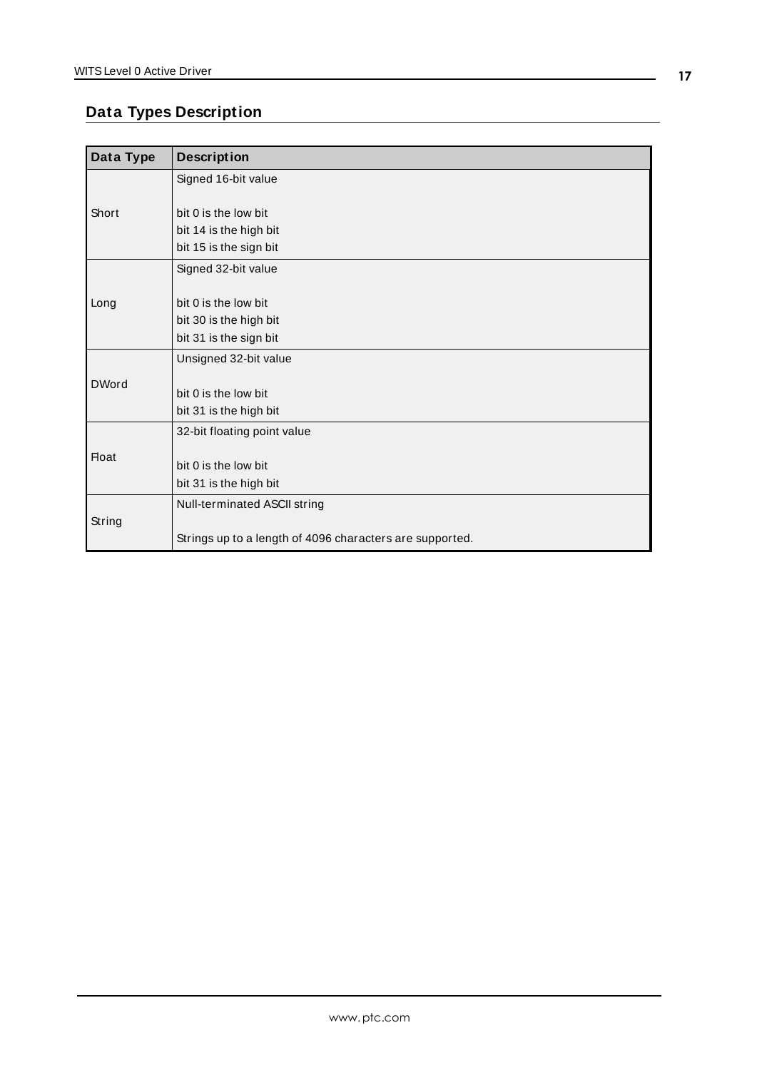## Data Types Description

| Data Type | Description |
| --- | --- |
| Short | Signed 16-bit value<br><br>bit 0 is the low bit<br>bit 14 is the high bit<br>bit 15 is the sign bit |
| Long | Signed 32-bit value<br><br>bit 0 is the low bit<br>bit 30 is the high bit<br>bit 31 is the sign bit |
| DWord | Unsigned 32-bit value<br><br>bit 0 is the low bit<br>bit 31 is the high bit |
| Float | 32-bit floating point value<br><br>bit 0 is the low bit<br>bit 31 is the high bit |
| String | Null-terminated ASCII string<br><br>Strings up to a length of 4096 characters are supported. |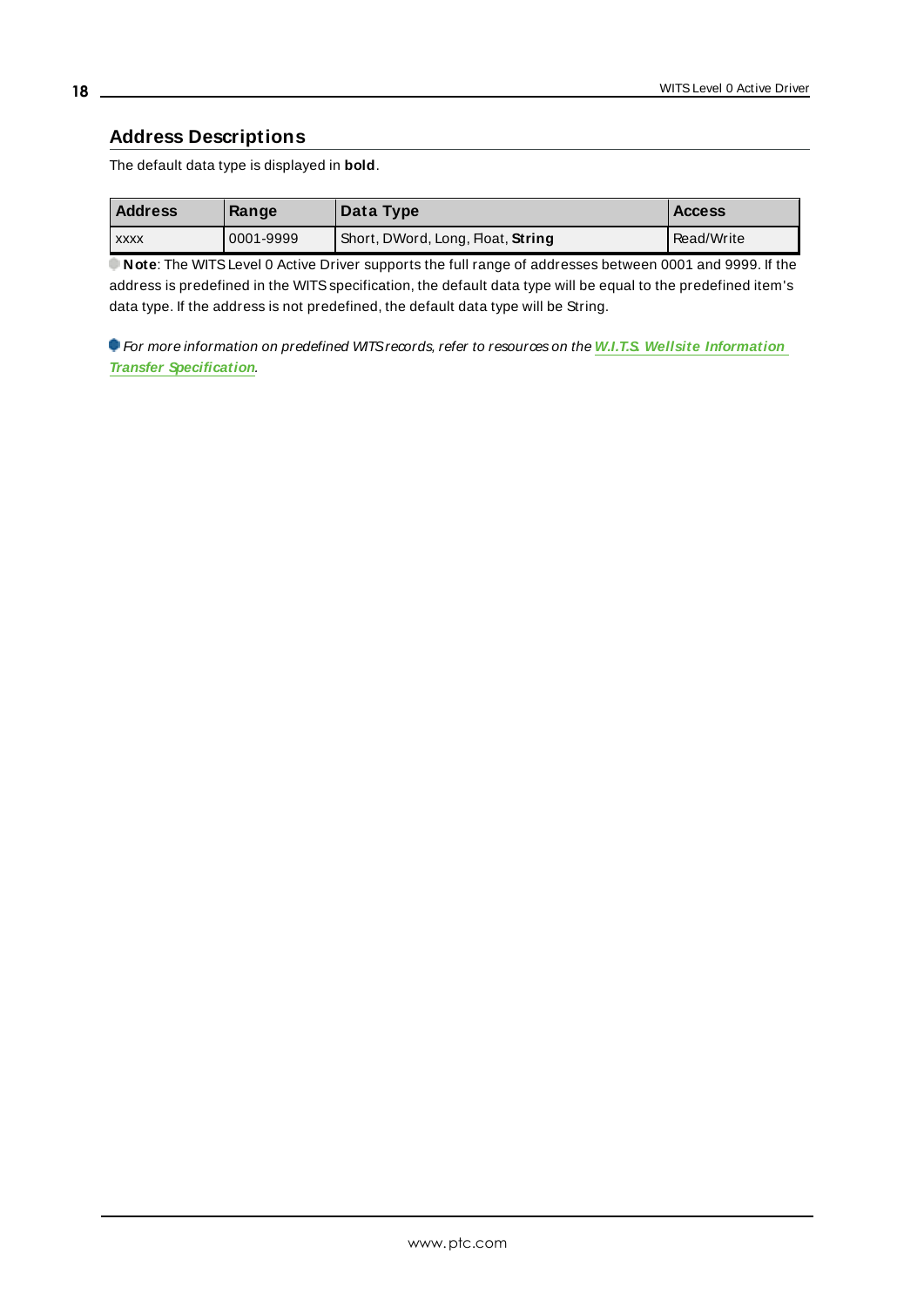## Address Descriptions

The default data type is displayed in **bold**.

| Address | Range | Data Type | Access |
|---|---|---|---|
| xxxx | 0001-9999 | Short, DWord, Long, Float, **String** | Read/Write |

**Note**: The WITS Level 0 Active Driver supports the full range of addresses between 0001 and 9999. If the address is predefined in the WITS specification, the default data type will be equal to the predefined item's data type. If the address is not predefined, the default data type will be String.

*For more information on predefined WITS records, refer to resources on the* ***W.I.T.S. Wellsite Information Transfer Specification****.*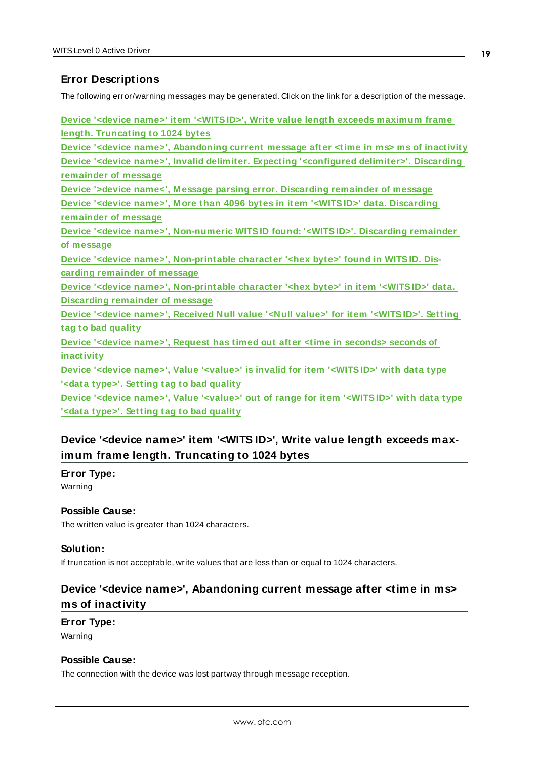## Error Descriptions

The following error/warning messages may be generated. Click on the link for a description of the message.

Device '<device name>' item '<WITS ID>', Write value length exceeds maximum frame length. Truncating to 1024 bytes
Device '<device name>', Abandoning current message after <time in ms> ms of inactivity
Device '<device name>', Invalid delimiter. Expecting '<configured delimiter>'. Discarding remainder of message
Device '>device name<', Message parsing error. Discarding remainder of message
Device '<device name>', More than 4096 bytes in item '<WITS ID>' data. Discarding remainder of message
Device '<device name>', Non-numeric WITS ID found: '<WITS ID>'. Discarding remainder of message
Device '<device name>', Non-printable character '<hex byte>' found in WITS ID. Discarding remainder of message
Device '<device name>', Non-printable character '<hex byte>' in item '<WITS ID>' data. Discarding remainder of message
Device '<device name>', Received Null value '<Null value>' for item '<WITS ID>'. Setting tag to bad quality
Device '<device name>', Request has timed out after <time in seconds> seconds of inactivity
Device '<device name>', Value '<value>' is invalid for item '<WITS ID>' with data type '<data type>'. Setting tag to bad quality
Device '<device name>', Value '<value>' out of range for item '<WITS ID>' with data type '<data type>'. Setting tag to bad quality

### Device '<device name>' item '<WITS ID>', Write value length exceeds maximum frame length. Truncating to 1024 bytes

**Error Type:**
Warning

**Possible Cause:**
The written value is greater than 1024 characters.

**Solution:**
If truncation is not acceptable, write values that are less than or equal to 1024 characters.

### Device '<device name>', Abandoning current message after <time in ms> ms of inactivity

**Error Type:**
Warning

**Possible Cause:**
The connection with the device was lost partway through message reception.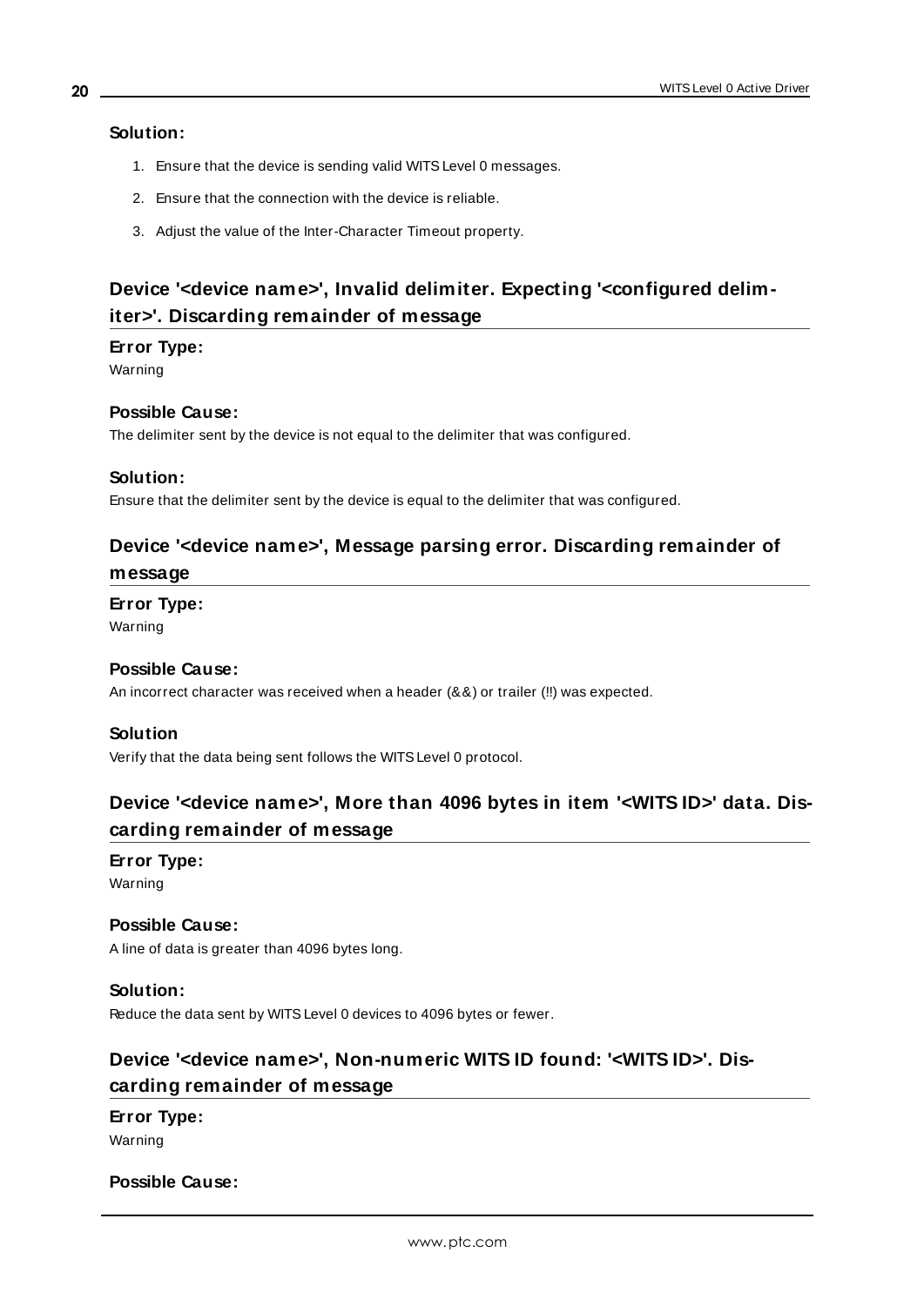#### Solution:

1. Ensure that the device is sending valid WITS Level 0 messages.
2. Ensure that the connection with the device is reliable.
3. Adjust the value of the Inter-Character Timeout property.

### Device '<device name>', Invalid delimiter. Expecting '<configured delimiter>'. Discarding remainder of message

#### Error Type:

Warning

#### Possible Cause:

The delimiter sent by the device is not equal to the delimiter that was configured.

#### Solution:

Ensure that the delimiter sent by the device is equal to the delimiter that was configured.

### Device '<device name>', Message parsing error. Discarding remainder of message

#### Error Type:

Warning

#### Possible Cause:

An incorrect character was received when a header (&&) or trailer (!!) was expected.

#### Solution

Verify that the data being sent follows the WITS Level 0 protocol.

### Device '<device name>', More than 4096 bytes in item '<WITS ID>' data. Discarding remainder of message

#### Error Type:

Warning

#### Possible Cause:

A line of data is greater than 4096 bytes long.

#### Solution:

Reduce the data sent by WITS Level 0 devices to 4096 bytes or fewer.

### Device '<device name>', Non-numeric WITS ID found: '<WITS ID>'. Discarding remainder of message

#### Error Type:

Warning

#### Possible Cause: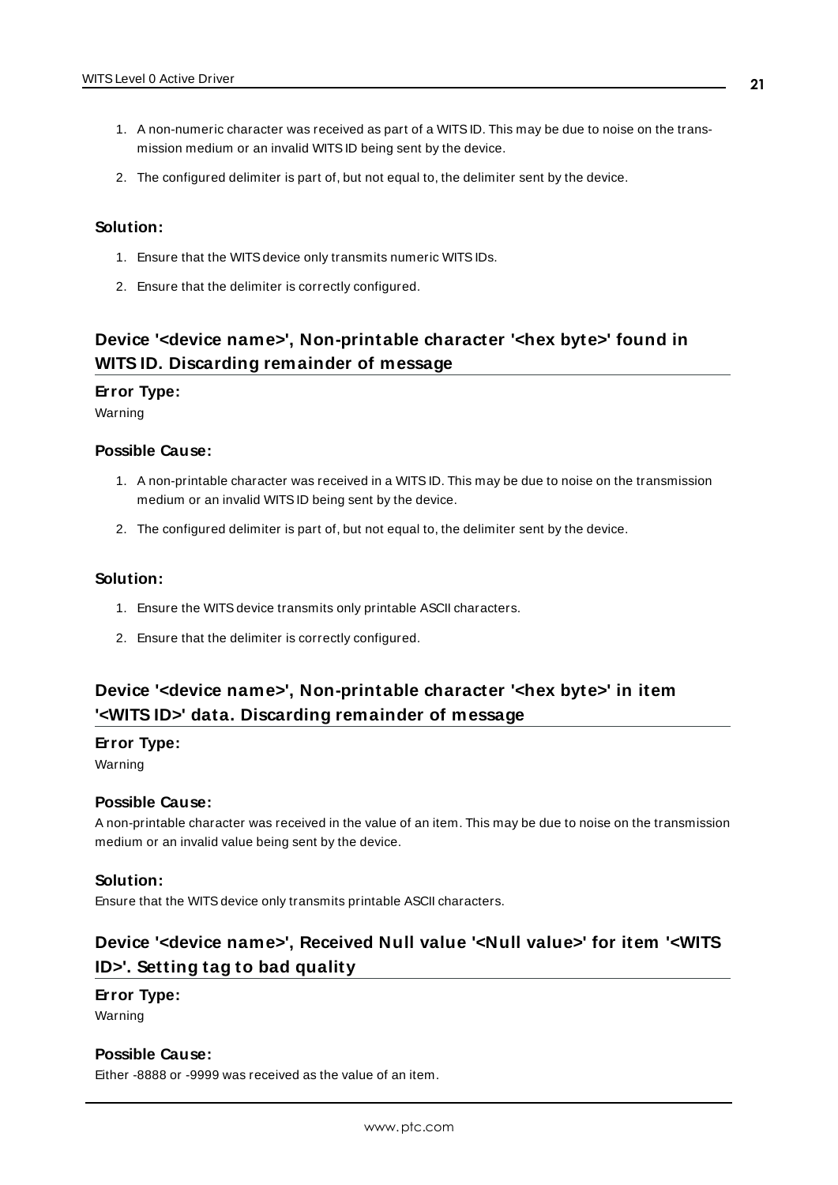1. A non-numeric character was received as part of a WITS ID. This may be due to noise on the transmission medium or an invalid WITS ID being sent by the device.
2. The configured delimiter is part of, but not equal to, the delimiter sent by the device.

#### Solution:

1. Ensure that the WITS device only transmits numeric WITS IDs.
2. Ensure that the delimiter is correctly configured.

## Device '<device name>', Non-printable character '<hex byte>' found in WITS ID. Discarding remainder of message

#### Error Type:

Warning

#### Possible Cause:

1. A non-printable character was received in a WITS ID. This may be due to noise on the transmission medium or an invalid WITS ID being sent by the device.
2. The configured delimiter is part of, but not equal to, the delimiter sent by the device.

#### Solution:

1. Ensure the WITS device transmits only printable ASCII characters.
2. Ensure that the delimiter is correctly configured.

## Device '<device name>', Non-printable character '<hex byte>' in item '<WITS ID>' data. Discarding remainder of message

#### Error Type:

Warning

#### Possible Cause:

A non-printable character was received in the value of an item. This may be due to noise on the transmission medium or an invalid value being sent by the device.

#### Solution:

Ensure that the WITS device only transmits printable ASCII characters.

## Device '<device name>', Received Null value '<Null value>' for item '<WITS ID>'. Setting tag to bad quality

#### Error Type:

Warning

#### Possible Cause:

Either -8888 or -9999 was received as the value of an item.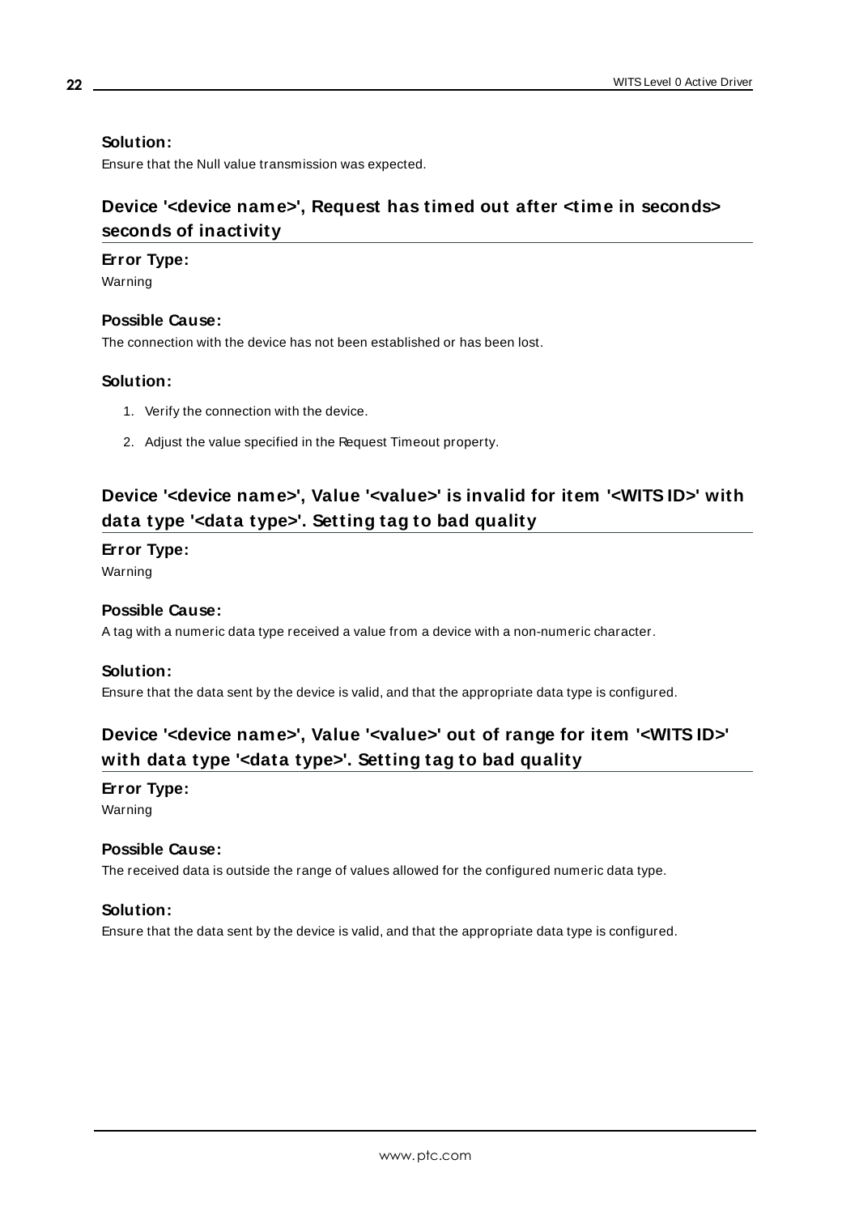### Solution:

Ensure that the Null value transmission was expected.

## Device '<device name>', Request has timed out after <time in seconds> seconds of inactivity

### Error Type:

Warning

### Possible Cause:

The connection with the device has not been established or has been lost.

### Solution:

1. Verify the connection with the device.
2. Adjust the value specified in the Request Timeout property.

## Device '<device name>', Value '<value>' is invalid for item '<WITS ID>' with data type '<data type>'. Setting tag to bad quality

### Error Type:

Warning

### Possible Cause:

A tag with a numeric data type received a value from a device with a non-numeric character.

### Solution:

Ensure that the data sent by the device is valid, and that the appropriate data type is configured.

## Device '<device name>', Value '<value>' out of range for item '<WITS ID>' with data type '<data type>'. Setting tag to bad quality

### Error Type:

Warning

### Possible Cause:

The received data is outside the range of values allowed for the configured numeric data type.

### Solution:

Ensure that the data sent by the device is valid, and that the appropriate data type is configured.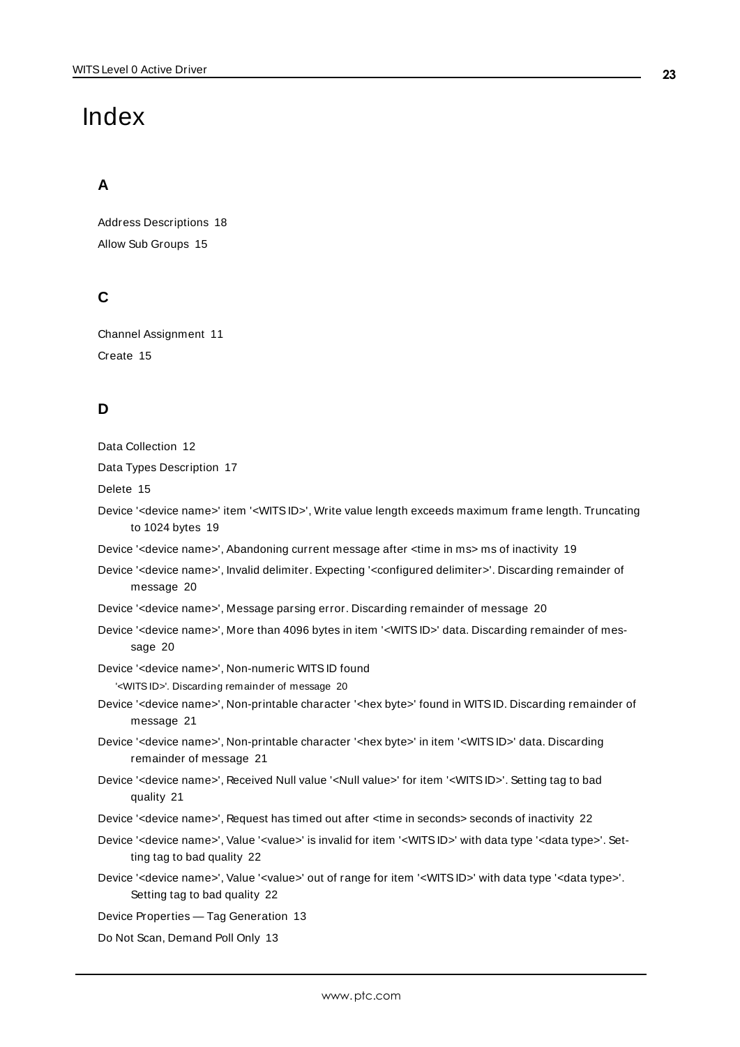# Index

## A

Address Descriptions 18

Allow Sub Groups 15

## C

Channel Assignment 11

Create 15

## D

Data Collection 12

Data Types Description 17

Delete 15

Device '<device name>' item '<WITS ID>', Write value length exceeds maximum frame length. Truncating to 1024 bytes 19

Device '<device name>', Abandoning current message after <time in ms> ms of inactivity 19

Device '<device name>', Invalid delimiter. Expecting '<configured delimiter>'. Discarding remainder of message 20

Device '<device name>', Message parsing error. Discarding remainder of message 20

Device '<device name>', More than 4096 bytes in item '<WITS ID>' data. Discarding remainder of message 20

Device '<device name>', Non-numeric WITS ID found '<WITS ID>'. Discarding remainder of message 20

Device '<device name>', Non-printable character '<hex byte>' found in WITS ID. Discarding remainder of message 21

Device '<device name>', Non-printable character '<hex byte>' in item '<WITS ID>' data. Discarding remainder of message 21

Device '<device name>', Received Null value '<Null value>' for item '<WITS ID>'. Setting tag to bad quality 21

Device '<device name>', Request has timed out after <time in seconds> seconds of inactivity 22

Device '<device name>', Value '<value>' is invalid for item '<WITS ID>' with data type '<data type>'. Setting tag to bad quality 22

Device '<device name>', Value '<value>' out of range for item '<WITS ID>' with data type '<data type>'. Setting tag to bad quality 22

Device Properties — Tag Generation 13

Do Not Scan, Demand Poll Only 13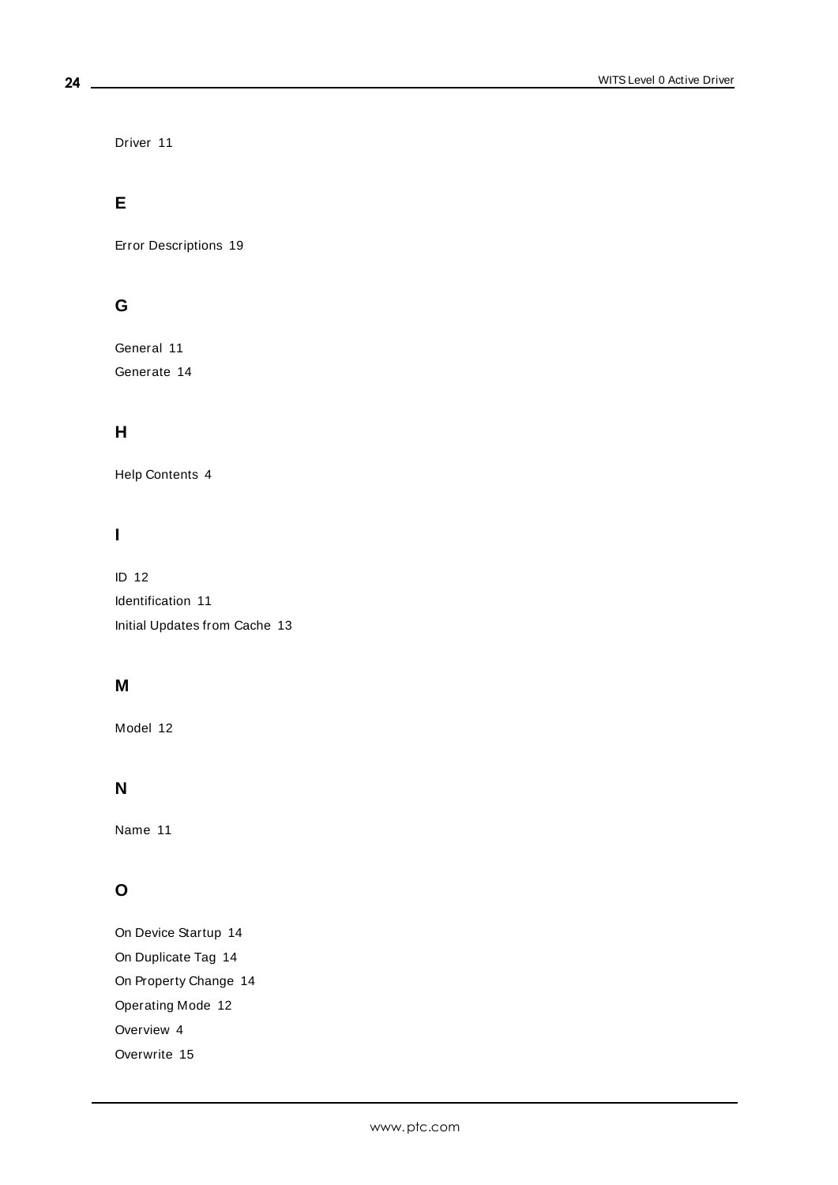Driver 11

## E

Error Descriptions 19

## G

General 11

Generate 14

## H

Help Contents 4

## I

ID 12

Identification 11

Initial Updates from Cache 13

## M

Model 12

## N

Name 11

## O

On Device Startup 14

On Duplicate Tag 14

On Property Change 14

Operating Mode 12

Overview 4

Overwrite 15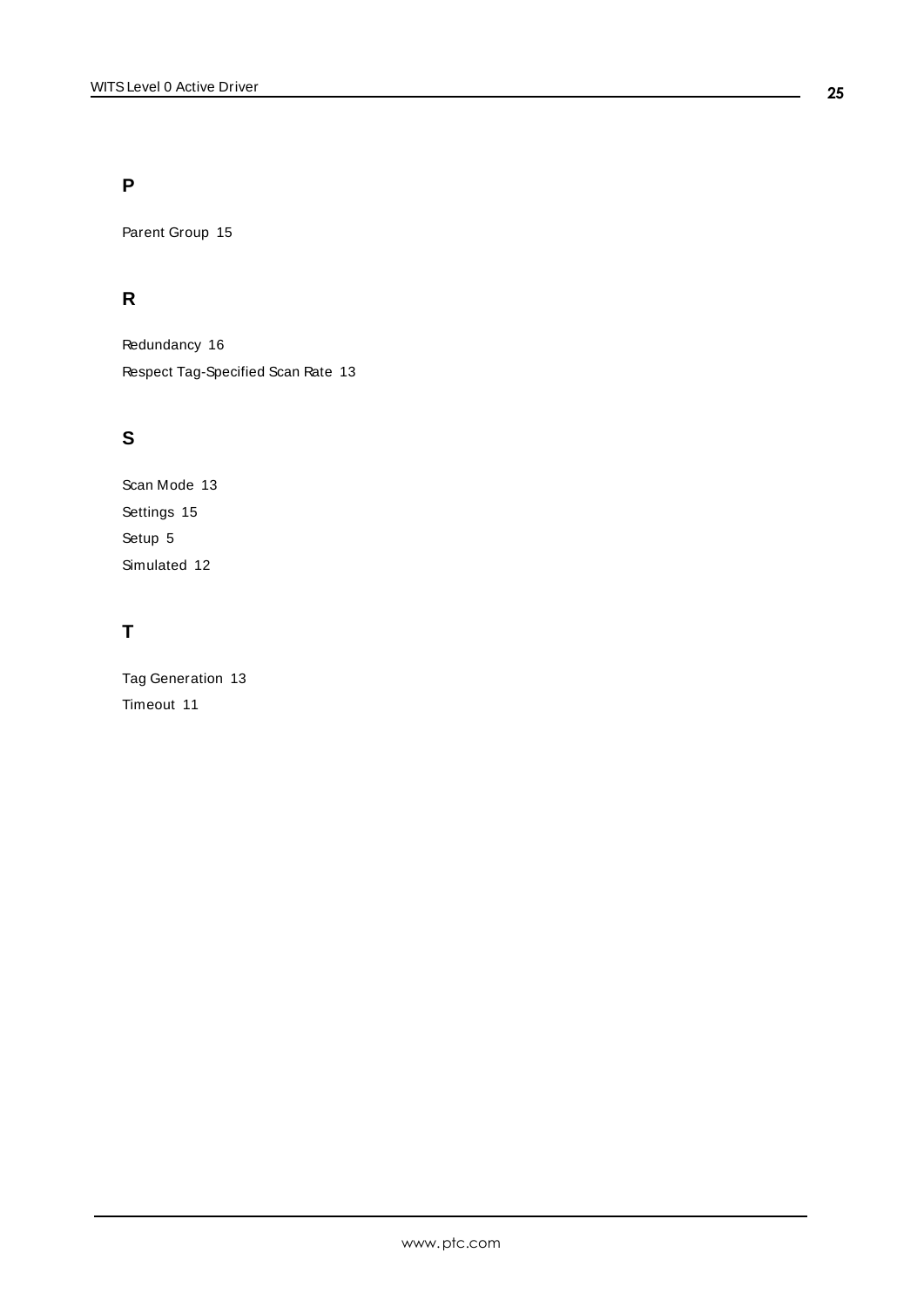## P

Parent Group 15

## R

Redundancy 16

Respect Tag-Specified Scan Rate 13

## S

Scan Mode 13

Settings 15

Setup 5

Simulated 12

## T

Tag Generation 13

Timeout 11